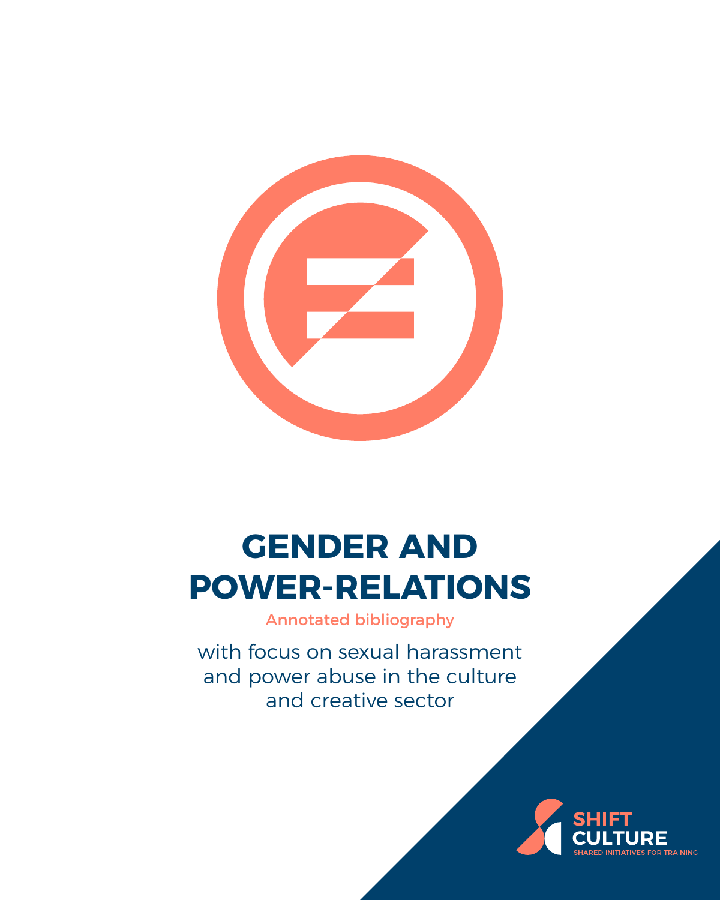# GENDER AND POWER-RELATIONS

Annotated bibliography

with focus on sexual harassment and power abuse in the culture and creative sector

SHIFT CULTURE

SHARED INITIATIVES FOR TRAINING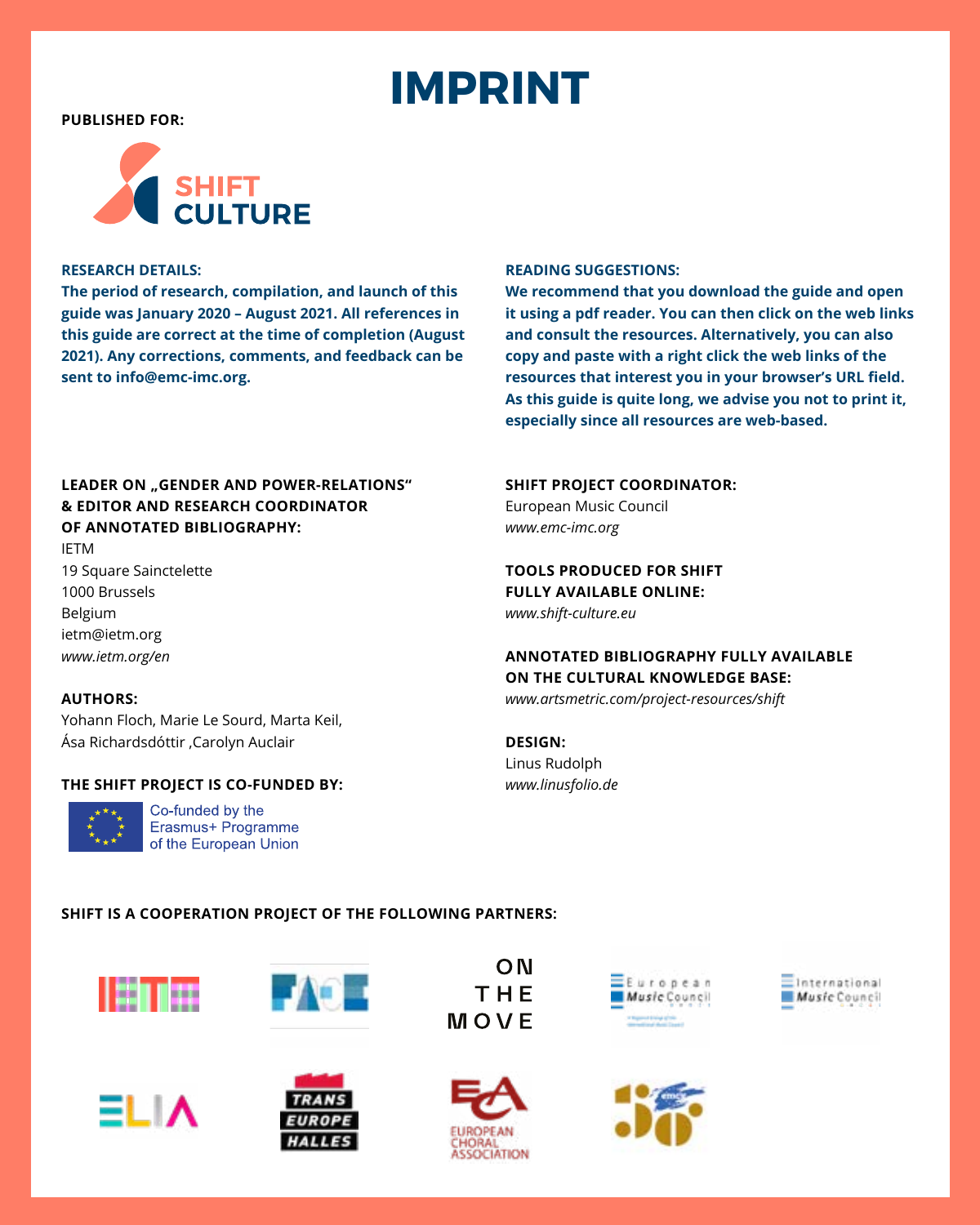# IMPRINT

**PUBLISHED FOR:**

SHIFT CULTURE

**RESEARCH DETAILS:**
**The period of research, compilation, and launch of this guide was January 2020 – August 2021. All references in this guide are correct at the time of completion (August 2021). Any corrections, comments, and feedback can be sent to info@emc-imc.org.**

**READING SUGGESTIONS:**
**We recommend that you download the guide and open it using a pdf reader. You can then click on the web links and consult the resources. Alternatively, you can also copy and paste with a right click the web links of the resources that interest you in your browser's URL field. As this guide is quite long, we advise you not to print it, especially since all resources are web-based.**

**LEADER ON „GENDER AND POWER-RELATIONS" & EDITOR AND RESEARCH COORDINATOR OF ANNOTATED BIBLIOGRAPHY:**
IETM
19 Square Sainctelette
1000 Brussels
Belgium
ietm@ietm.org
*www.ietm.org/en*

**AUTHORS:**
Yohann Floch, Marie Le Sourd, Marta Keil,
Ása Richardsdóttir ,Carolyn Auclair

**THE SHIFT PROJECT IS CO-FUNDED BY:**

Co-funded by the Erasmus+ Programme of the European Union

**SHIFT PROJECT COORDINATOR:**
European Music Council
*www.emc-imc.org*

**TOOLS PRODUCED FOR SHIFT FULLY AVAILABLE ONLINE:**
*www.shift-culture.eu*

**ANNOTATED BIBLIOGRAPHY FULLY AVAILABLE ON THE CULTURAL KNOWLEDGE BASE:**
*www.artsmetric.com/project-resources/shift*

**DESIGN:**
Linus Rudolph
*www.linusfolio.de*

**SHIFT IS A COOPERATION PROJECT OF THE FOLLOWING PARTNERS:**

IETM, FACE, ON THE MOVE, European Music Council, International Music Council, ELIA, TRANS EUROPE HALLES, European Choral Association, EMCY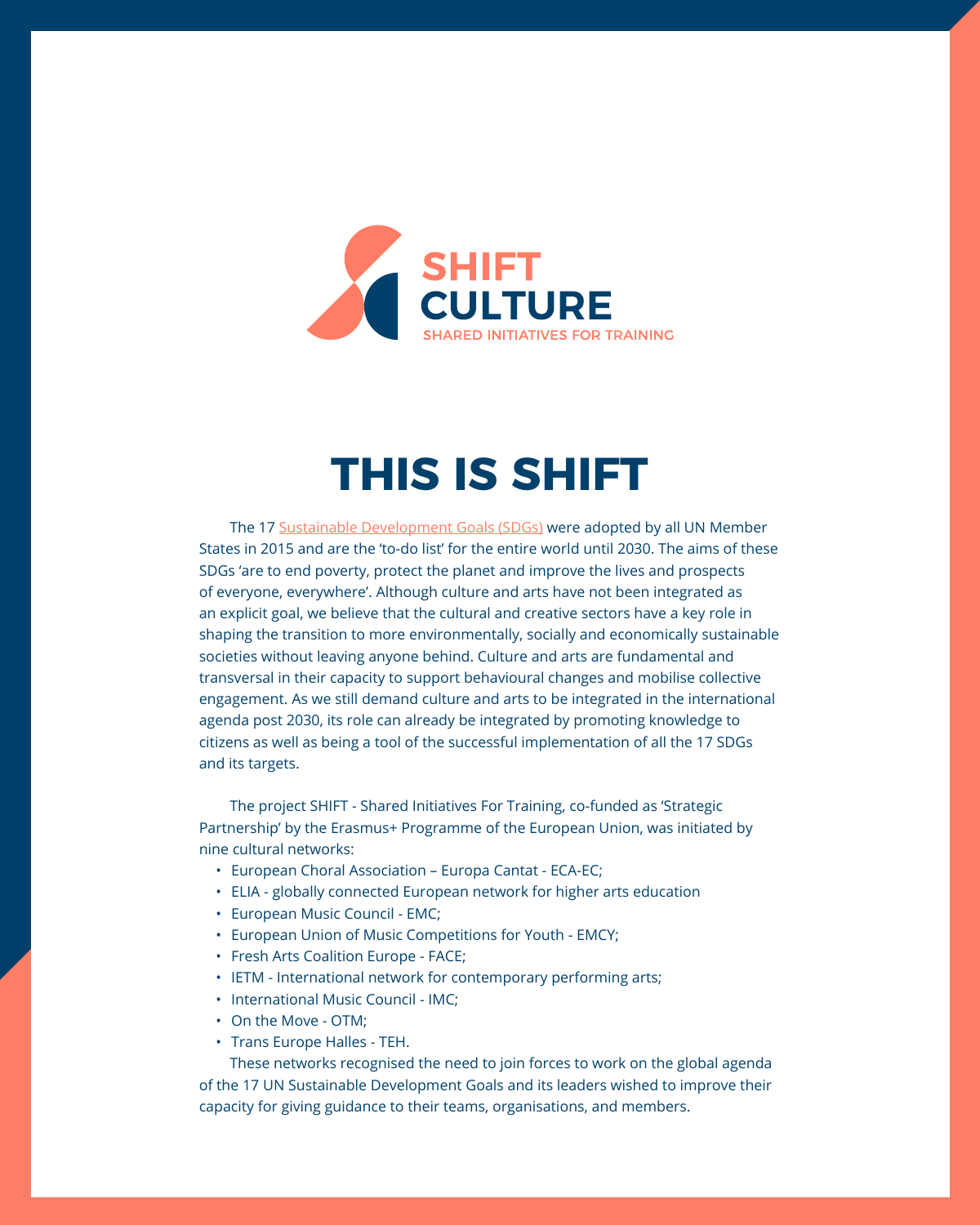SHIFT CULTURE

SHARED INITIATIVES FOR TRAINING

# THIS IS SHIFT

The 17 Sustainable Development Goals (SDGs) were adopted by all UN Member States in 2015 and are the 'to-do list' for the entire world until 2030. The aims of these SDGs 'are to end poverty, protect the planet and improve the lives and prospects of everyone, everywhere'. Although culture and arts have not been integrated as an explicit goal, we believe that the cultural and creative sectors have a key role in shaping the transition to more environmentally, socially and economically sustainable societies without leaving anyone behind. Culture and arts are fundamental and transversal in their capacity to support behavioural changes and mobilise collective engagement. As we still demand culture and arts to be integrated in the international agenda post 2030, its role can already be integrated by promoting knowledge to citizens as well as being a tool of the successful implementation of all the 17 SDGs and its targets.

The project SHIFT - Shared Initiatives For Training, co-funded as 'Strategic Partnership' by the Erasmus+ Programme of the European Union, was initiated by nine cultural networks:

- European Choral Association – Europa Cantat - ECA-EC;
- ELIA - globally connected European network for higher arts education
- European Music Council - EMC;
- European Union of Music Competitions for Youth - EMCY;
- Fresh Arts Coalition Europe - FACE;
- IETM - International network for contemporary performing arts;
- International Music Council - IMC;
- On the Move - OTM;
- Trans Europe Halles - TEH.

These networks recognised the need to join forces to work on the global agenda of the 17 UN Sustainable Development Goals and its leaders wished to improve their capacity for giving guidance to their teams, organisations, and members.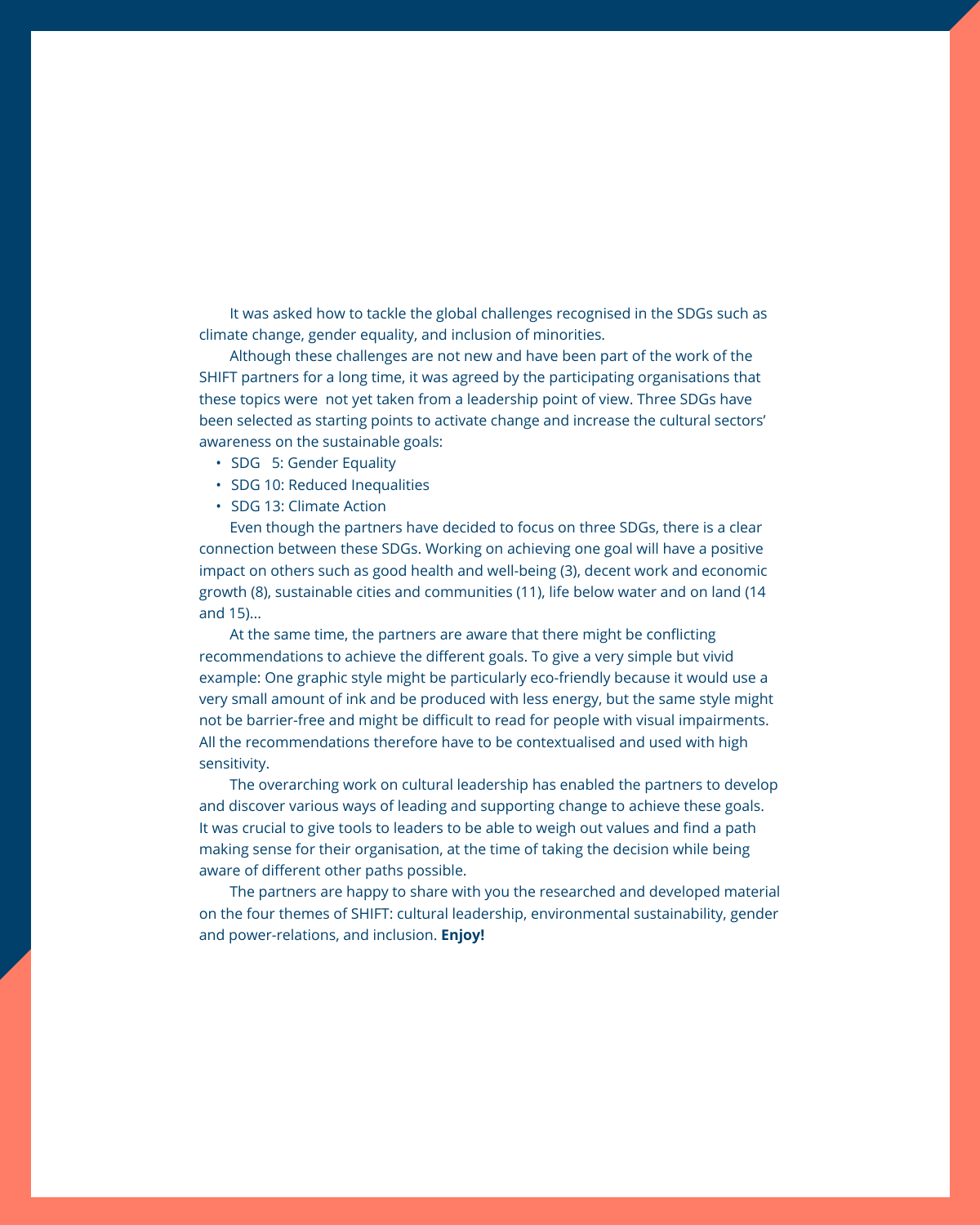It was asked how to tackle the global challenges recognised in the SDGs such as climate change, gender equality, and inclusion of minorities.

Although these challenges are not new and have been part of the work of the SHIFT partners for a long time, it was agreed by the participating organisations that these topics were not yet taken from a leadership point of view. Three SDGs have been selected as starting points to activate change and increase the cultural sectors' awareness on the sustainable goals:

- SDG 5: Gender Equality
- SDG 10: Reduced Inequalities
- SDG 13: Climate Action

Even though the partners have decided to focus on three SDGs, there is a clear connection between these SDGs. Working on achieving one goal will have a positive impact on others such as good health and well-being (3), decent work and economic growth (8), sustainable cities and communities (11), life below water and on land (14 and 15)...

At the same time, the partners are aware that there might be conflicting recommendations to achieve the different goals. To give a very simple but vivid example: One graphic style might be particularly eco-friendly because it would use a very small amount of ink and be produced with less energy, but the same style might not be barrier-free and might be difficult to read for people with visual impairments. All the recommendations therefore have to be contextualised and used with high sensitivity.

The overarching work on cultural leadership has enabled the partners to develop and discover various ways of leading and supporting change to achieve these goals. It was crucial to give tools to leaders to be able to weigh out values and find a path making sense for their organisation, at the time of taking the decision while being aware of different other paths possible.

The partners are happy to share with you the researched and developed material on the four themes of SHIFT: cultural leadership, environmental sustainability, gender and power-relations, and inclusion. **Enjoy!**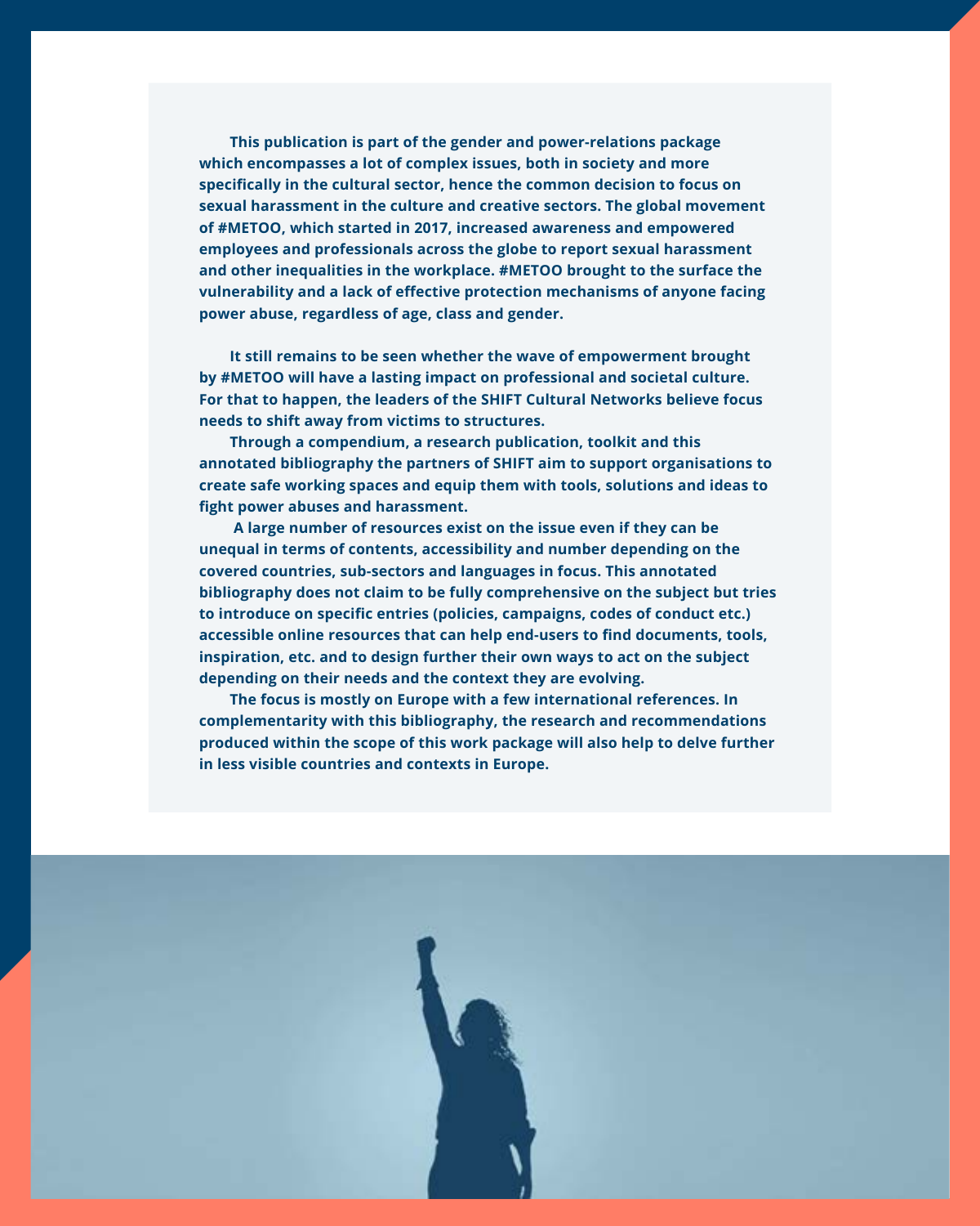**This publication is part of the gender and power-relations package which encompasses a lot of complex issues, both in society and more specifically in the cultural sector, hence the common decision to focus on sexual harassment in the culture and creative sectors. The global movement of #METOO, which started in 2017, increased awareness and empowered employees and professionals across the globe to report sexual harassment and other inequalities in the workplace. #METOO brought to the surface the vulnerability and a lack of effective protection mechanisms of anyone facing power abuse, regardless of age, class and gender.**

**It still remains to be seen whether the wave of empowerment brought by #METOO will have a lasting impact on professional and societal culture. For that to happen, the leaders of the SHIFT Cultural Networks believe focus needs to shift away from victims to structures.**

**Through a compendium, a research publication, toolkit and this annotated bibliography the partners of SHIFT aim to support organisations to create safe working spaces and equip them with tools, solutions and ideas to fight power abuses and harassment.**

**A large number of resources exist on the issue even if they can be unequal in terms of contents, accessibility and number depending on the covered countries, sub-sectors and languages in focus. This annotated bibliography does not claim to be fully comprehensive on the subject but tries to introduce on specific entries (policies, campaigns, codes of conduct etc.) accessible online resources that can help end-users to find documents, tools, inspiration, etc. and to design further their own ways to act on the subject depending on their needs and the context they are evolving.**

**The focus is mostly on Europe with a few international references. In complementarity with this bibliography, the research and recommendations produced within the scope of this work package will also help to delve further in less visible countries and contexts in Europe.**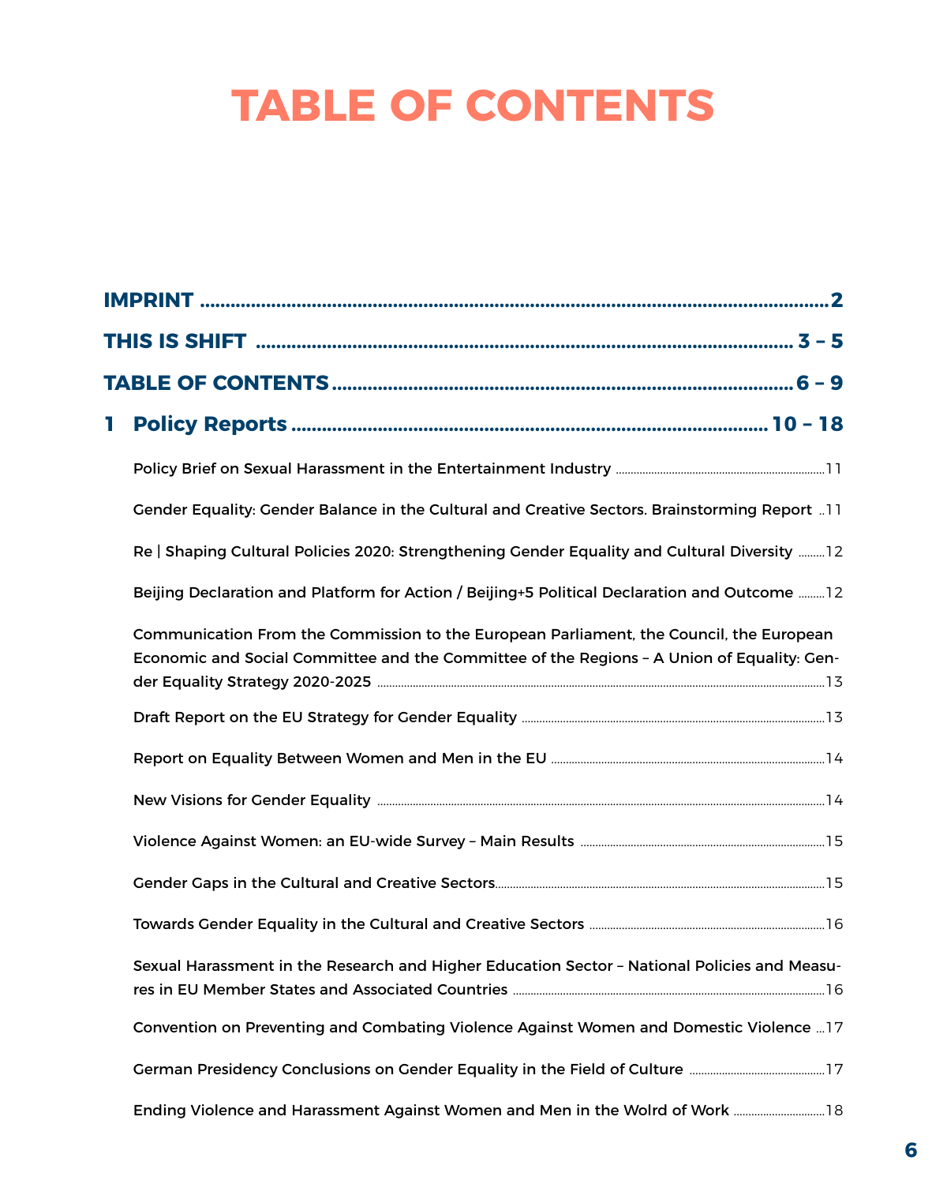# TABLE OF CONTENTS

**IMPRINT** .......... **2**

**THIS IS SHIFT** .......... **3 – 5**

**TABLE OF CONTENTS** .......... **6 – 9**

**1 Policy Reports** .......... **10 – 18**

Policy Brief on Sexual Harassment in the Entertainment Industry .......... 11

Gender Equality: Gender Balance in the Cultural and Creative Sectors. Brainstorming Report .......... 11

Re | Shaping Cultural Policies 2020: Strengthening Gender Equality and Cultural Diversity .......... 12

Beijing Declaration and Platform for Action / Beijing+5 Political Declaration and Outcome .......... 12

Communication From the Commission to the European Parliament, the Council, the European Economic and Social Committee and the Committee of the Regions – A Union of Equality: Gender Equality Strategy 2020-2025 .......... 13

Draft Report on the EU Strategy for Gender Equality .......... 13

Report on Equality Between Women and Men in the EU .......... 14

New Visions for Gender Equality .......... 14

Violence Against Women: an EU-wide Survey – Main Results .......... 15

Gender Gaps in the Cultural and Creative Sectors .......... 15

Towards Gender Equality in the Cultural and Creative Sectors .......... 16

Sexual Harassment in the Research and Higher Education Sector – National Policies and Measures in EU Member States and Associated Countries .......... 16

Convention on Preventing and Combating Violence Against Women and Domestic Violence .......... 17

German Presidency Conclusions on Gender Equality in the Field of Culture .......... 17

Ending Violence and Harassment Against Women and Men in the Wolrd of Work .......... 18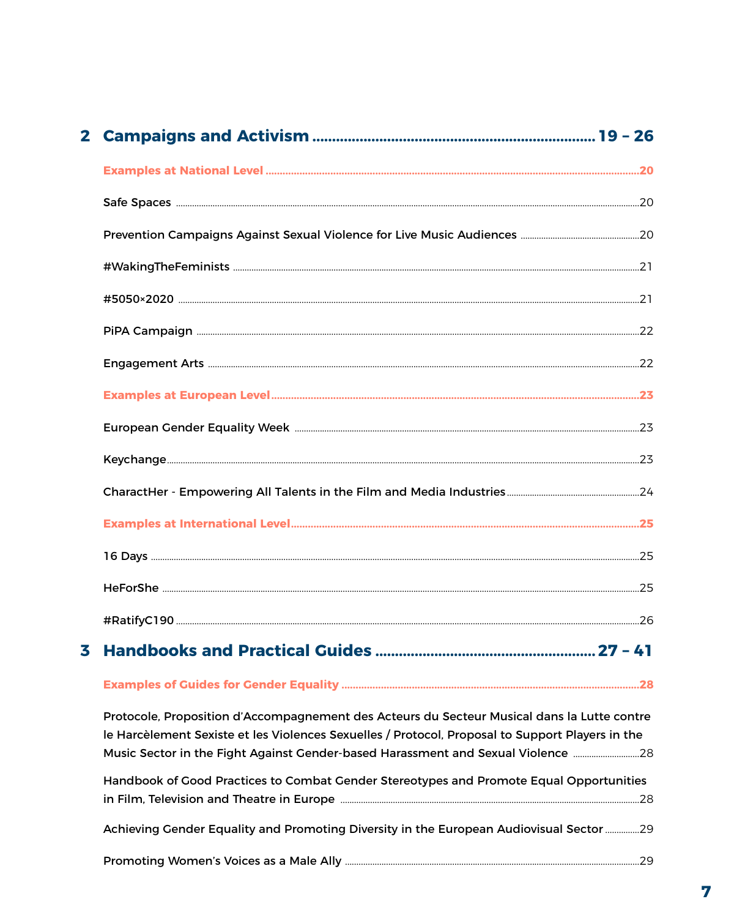## 2 Campaigns and Activism ........................................................................ 19 – 26

**Examples at National Level** .......................................................................................................... 20

Safe Spaces ....................................................................................................................................... 20

Prevention Campaigns Against Sexual Violence for Live Music Audiences ....................................... 20

#WakingTheFeminists ......................................................................................................................... 21

#5050×2020 ........................................................................................................................................ 21

PiPA Campaign .................................................................................................................................. 22

Engagement Arts ................................................................................................................................ 22

**Examples at European Level** ......................................................................................................... 23

European Gender Equality Week ....................................................................................................... 23

Keychange .......................................................................................................................................... 23

CharactHer - Empowering All Talents in the Film and Media Industries ............................................ 24

**Examples at International Level** ..................................................................................................... 25

16 Days .............................................................................................................................................. 25

HeForShe ........................................................................................................................................... 25

#RatifyC190 ........................................................................................................................................ 26

## 3 Handbooks and Practical Guides ........................................................ 27 – 41

**Examples of Guides for Gender Equality** ....................................................................................... 28

Protocole, Proposition d'Accompagnement des Acteurs du Secteur Musical dans la Lutte contre le Harcèlement Sexiste et les Violences Sexuelles / Protocol, Proposal to Support Players in the Music Sector in the Fight Against Gender-based Harassment and Sexual Violence .......................... 28

Handbook of Good Practices to Combat Gender Stereotypes and Promote Equal Opportunities in Film, Television and Theatre in Europe .......................................................................................... 28

Achieving Gender Equality and Promoting Diversity in the European Audiovisual Sector ............... 29

Promoting Women's Voices as a Male Ally ........................................................................................ 29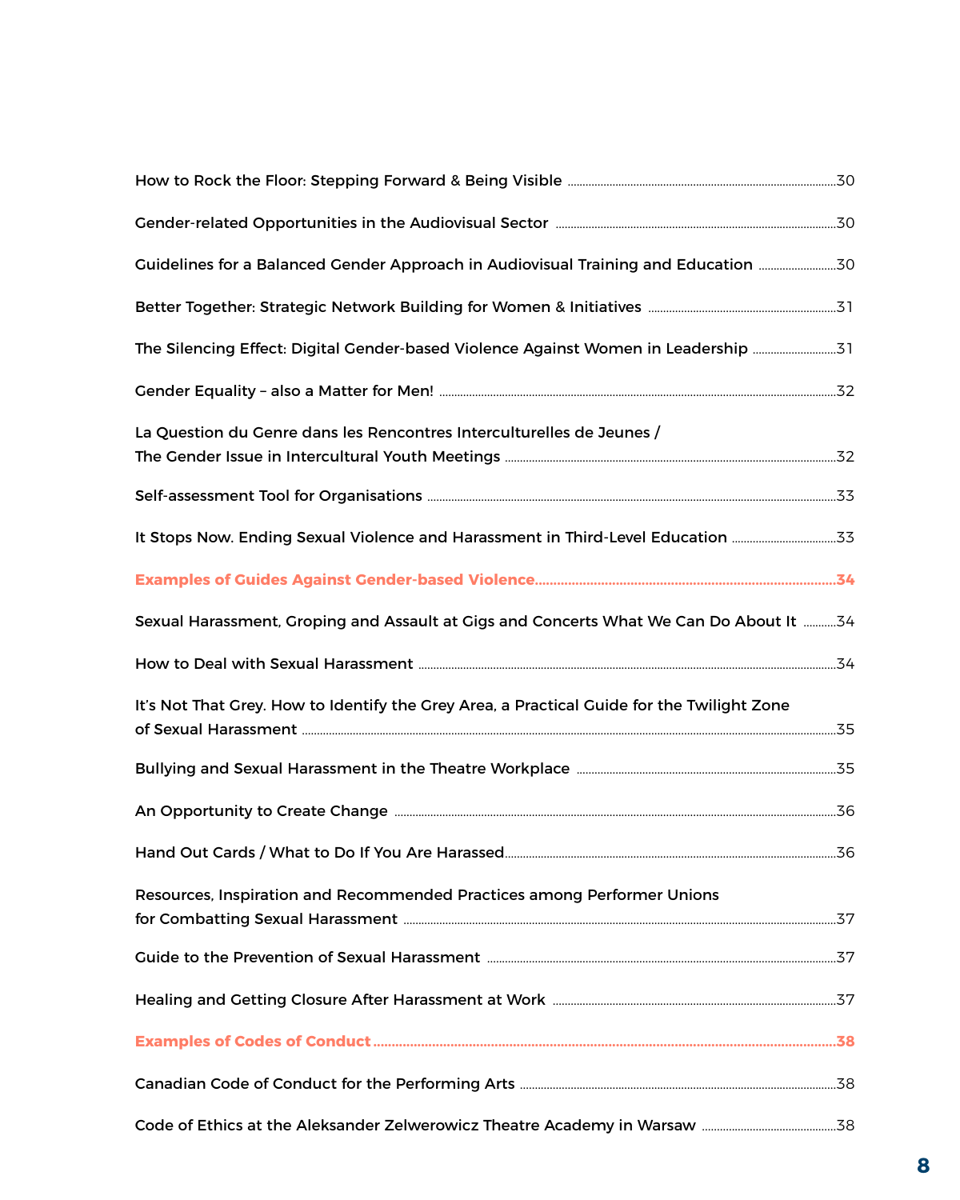How to Rock the Floor: Stepping Forward & Being Visible ........ 30

Gender-related Opportunities in the Audiovisual Sector ........ 30

Guidelines for a Balanced Gender Approach in Audiovisual Training and Education ........ 30

Better Together: Strategic Network Building for Women & Initiatives ........ 31

The Silencing Effect: Digital Gender-based Violence Against Women in Leadership ........ 31

Gender Equality – also a Matter for Men! ........ 32

La Question du Genre dans les Rencontres Interculturelles de Jeunes / The Gender Issue in Intercultural Youth Meetings ........ 32

Self-assessment Tool for Organisations ........ 33

It Stops Now. Ending Sexual Violence and Harassment in Third-Level Education ........ 33

**Examples of Guides Against Gender-based Violence ........ 34**

Sexual Harassment, Groping and Assault at Gigs and Concerts What We Can Do About It ........ 34

How to Deal with Sexual Harassment ........ 34

It's Not That Grey. How to Identify the Grey Area, a Practical Guide for the Twilight Zone of Sexual Harassment ........ 35

Bullying and Sexual Harassment in the Theatre Workplace ........ 35

An Opportunity to Create Change ........ 36

Hand Out Cards / What to Do If You Are Harassed ........ 36

Resources, Inspiration and Recommended Practices among Performer Unions for Combatting Sexual Harassment ........ 37

Guide to the Prevention of Sexual Harassment ........ 37

Healing and Getting Closure After Harassment at Work ........ 37

**Examples of Codes of Conduct ........ 38**

Canadian Code of Conduct for the Performing Arts ........ 38

Code of Ethics at the Aleksander Zelwerowicz Theatre Academy in Warsaw ........ 38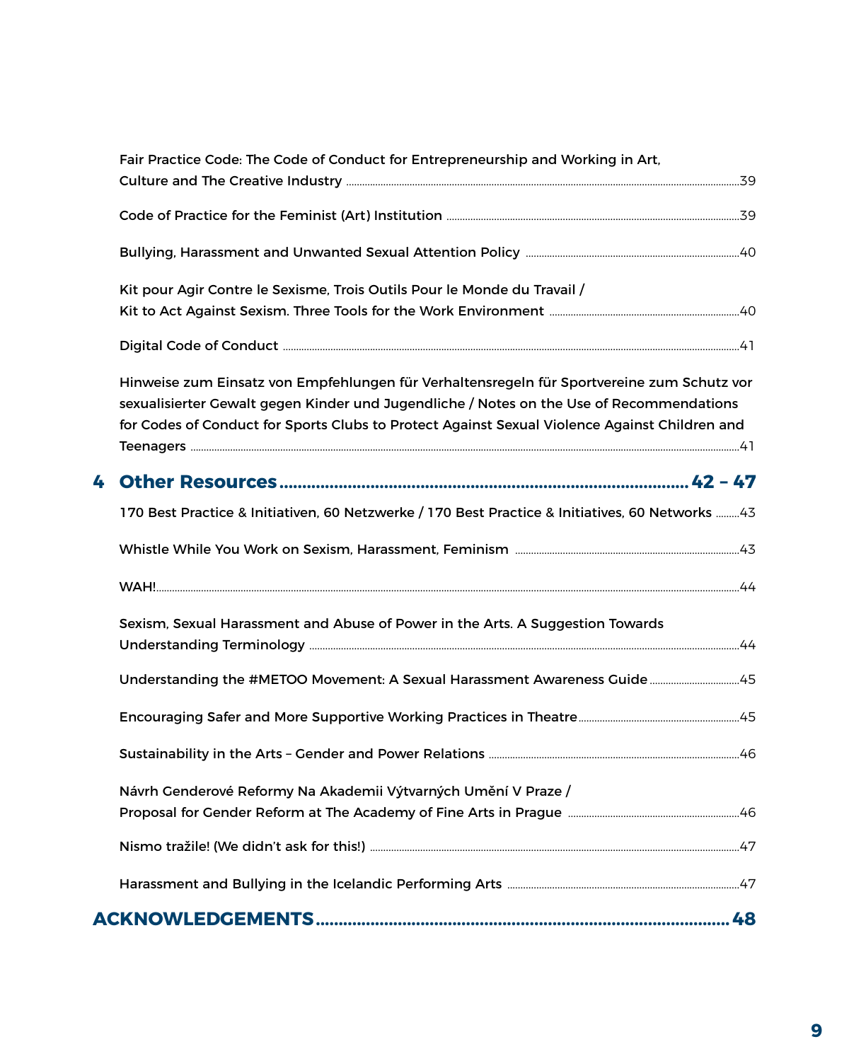Fair Practice Code: The Code of Conduct for Entrepreneurship and Working in Art, Culture and The Creative Industry ........ 39

Code of Practice for the Feminist (Art) Institution ........ 39

Bullying, Harassment and Unwanted Sexual Attention Policy ........ 40

Kit pour Agir Contre le Sexisme, Trois Outils Pour le Monde du Travail / Kit to Act Against Sexism. Three Tools for the Work Environment ........ 40

Digital Code of Conduct ........ 41

Hinweise zum Einsatz von Empfehlungen für Verhaltensregeln für Sportvereine zum Schutz vor sexualisierter Gewalt gegen Kinder und Jugendliche / Notes on the Use of Recommendations for Codes of Conduct for Sports Clubs to Protect Against Sexual Violence Against Children and Teenagers ........ 41

## 4 Other Resources ........ 42 – 47

170 Best Practice & Initiativen, 60 Netzwerke / 170 Best Practice & Initiatives, 60 Networks ........ 43

Whistle While You Work on Sexism, Harassment, Feminism ........ 43

WAH! ........ 44

Sexism, Sexual Harassment and Abuse of Power in the Arts. A Suggestion Towards Understanding Terminology ........ 44

Understanding the #METOO Movement: A Sexual Harassment Awareness Guide ........ 45

Encouraging Safer and More Supportive Working Practices in Theatre ........ 45

Sustainability in the Arts – Gender and Power Relations ........ 46

Návrh Genderové Reformy Na Akademii Výtvarných Umění V Praze / Proposal for Gender Reform at The Academy of Fine Arts in Prague ........ 46

Nismo tražile! (We didn't ask for this!) ........ 47

Harassment and Bullying in the Icelandic Performing Arts ........ 47

## ACKNOWLEDGEMENTS ........ 48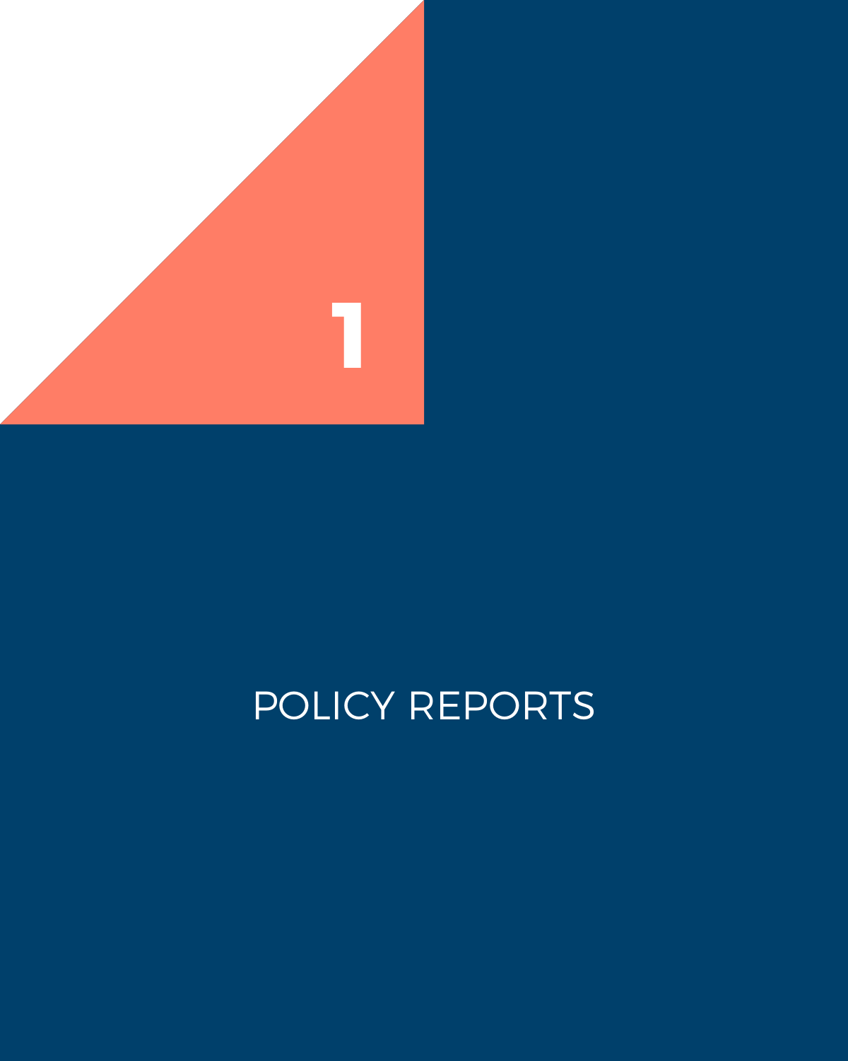# 1

# POLICY REPORTS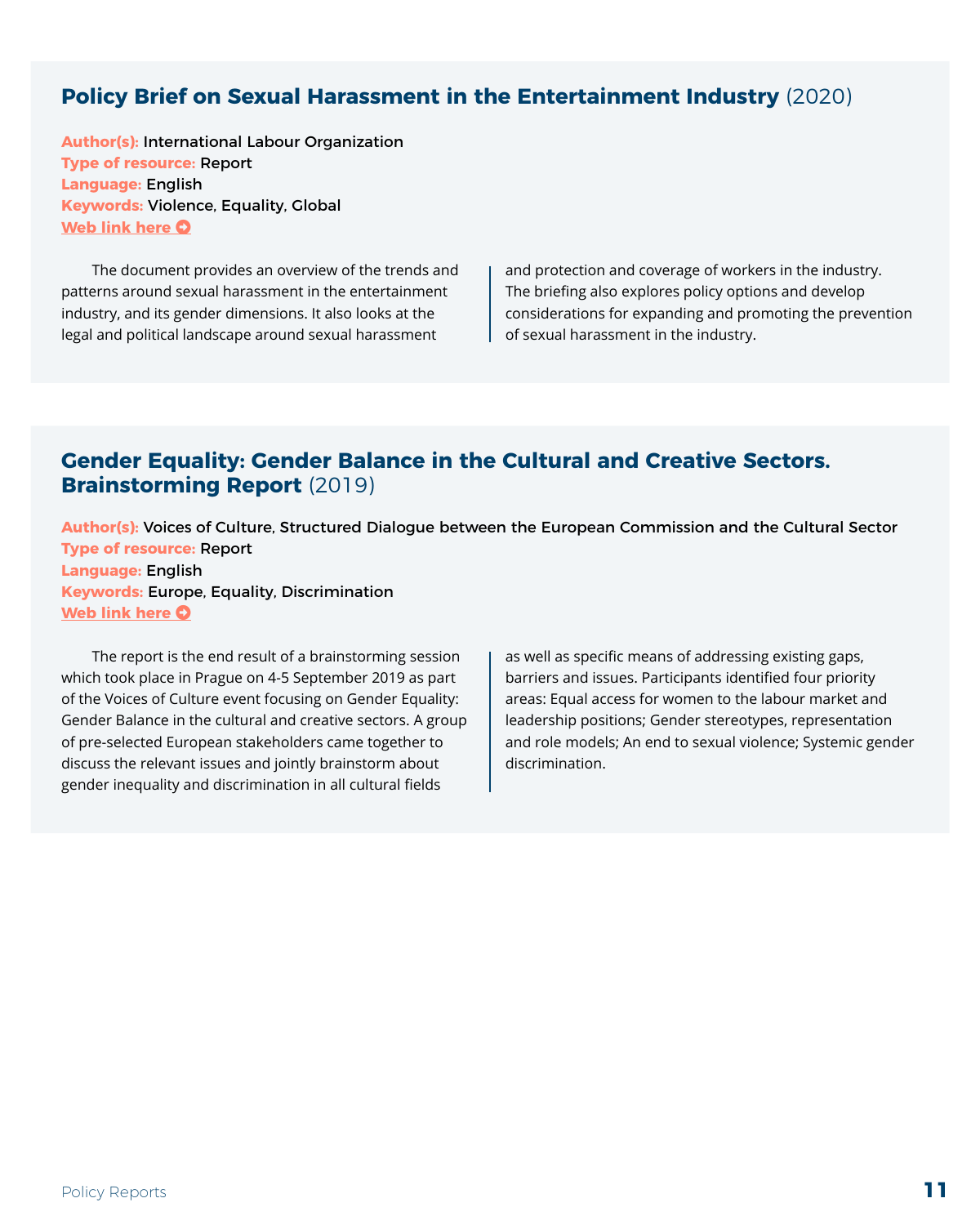## Policy Brief on Sexual Harassment in the Entertainment Industry (2020)

**Author(s):** International Labour Organization
**Type of resource:** Report
**Language:** English
**Keywords:** Violence, Equality, Global
**Web link here**

The document provides an overview of the trends and patterns around sexual harassment in the entertainment industry, and its gender dimensions. It also looks at the legal and political landscape around sexual harassment and protection and coverage of workers in the industry. The briefing also explores policy options and develop considerations for expanding and promoting the prevention of sexual harassment in the industry.

## Gender Equality: Gender Balance in the Cultural and Creative Sectors. Brainstorming Report (2019)

**Author(s):** Voices of Culture, Structured Dialogue between the European Commission and the Cultural Sector
**Type of resource:** Report
**Language:** English
**Keywords:** Europe, Equality, Discrimination
**Web link here**

The report is the end result of a brainstorming session which took place in Prague on 4-5 September 2019 as part of the Voices of Culture event focusing on Gender Equality: Gender Balance in the cultural and creative sectors. A group of pre-selected European stakeholders came together to discuss the relevant issues and jointly brainstorm about gender inequality and discrimination in all cultural fields as well as specific means of addressing existing gaps, barriers and issues. Participants identified four priority areas: Equal access for women to the labour market and leadership positions; Gender stereotypes, representation and role models; An end to sexual violence; Systemic gender discrimination.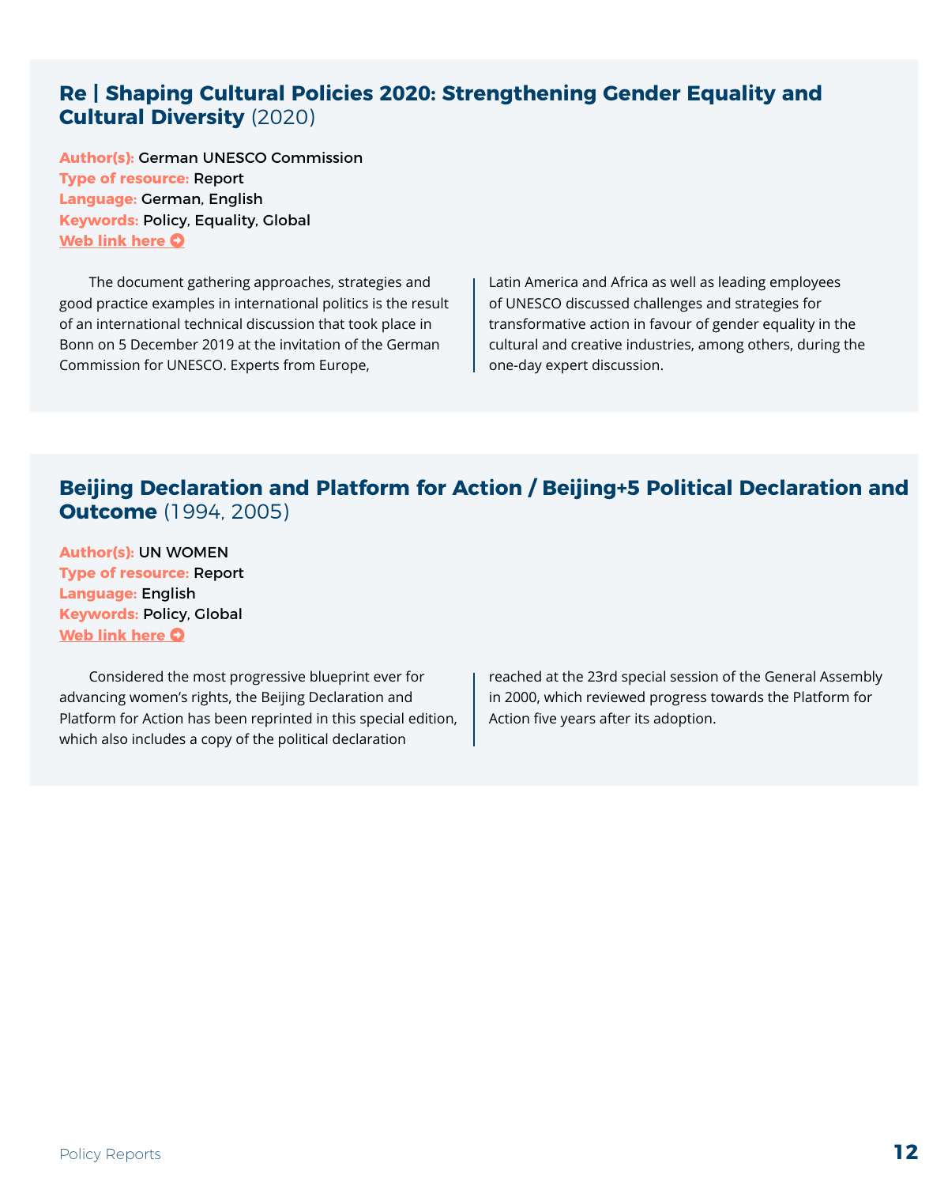## **Re | Shaping Cultural Policies 2020: Strengthening Gender Equality and Cultural Diversity** (2020)

**Author(s):** German UNESCO Commission
**Type of resource:** Report
**Language:** German, English
**Keywords:** Policy, Equality, Global
**Web link here**

The document gathering approaches, strategies and good practice examples in international politics is the result of an international technical discussion that took place in Bonn on 5 December 2019 at the invitation of the German Commission for UNESCO. Experts from Europe, Latin America and Africa as well as leading employees of UNESCO discussed challenges and strategies for transformative action in favour of gender equality in the cultural and creative industries, among others, during the one-day expert discussion.

## **Beijing Declaration and Platform for Action / Beijing+5 Political Declaration and Outcome** (1994, 2005)

**Author(s):** UN WOMEN
**Type of resource:** Report
**Language:** English
**Keywords:** Policy, Global
**Web link here**

Considered the most progressive blueprint ever for advancing women's rights, the Beijing Declaration and Platform for Action has been reprinted in this special edition, which also includes a copy of the political declaration reached at the 23rd special session of the General Assembly in 2000, which reviewed progress towards the Platform for Action five years after its adoption.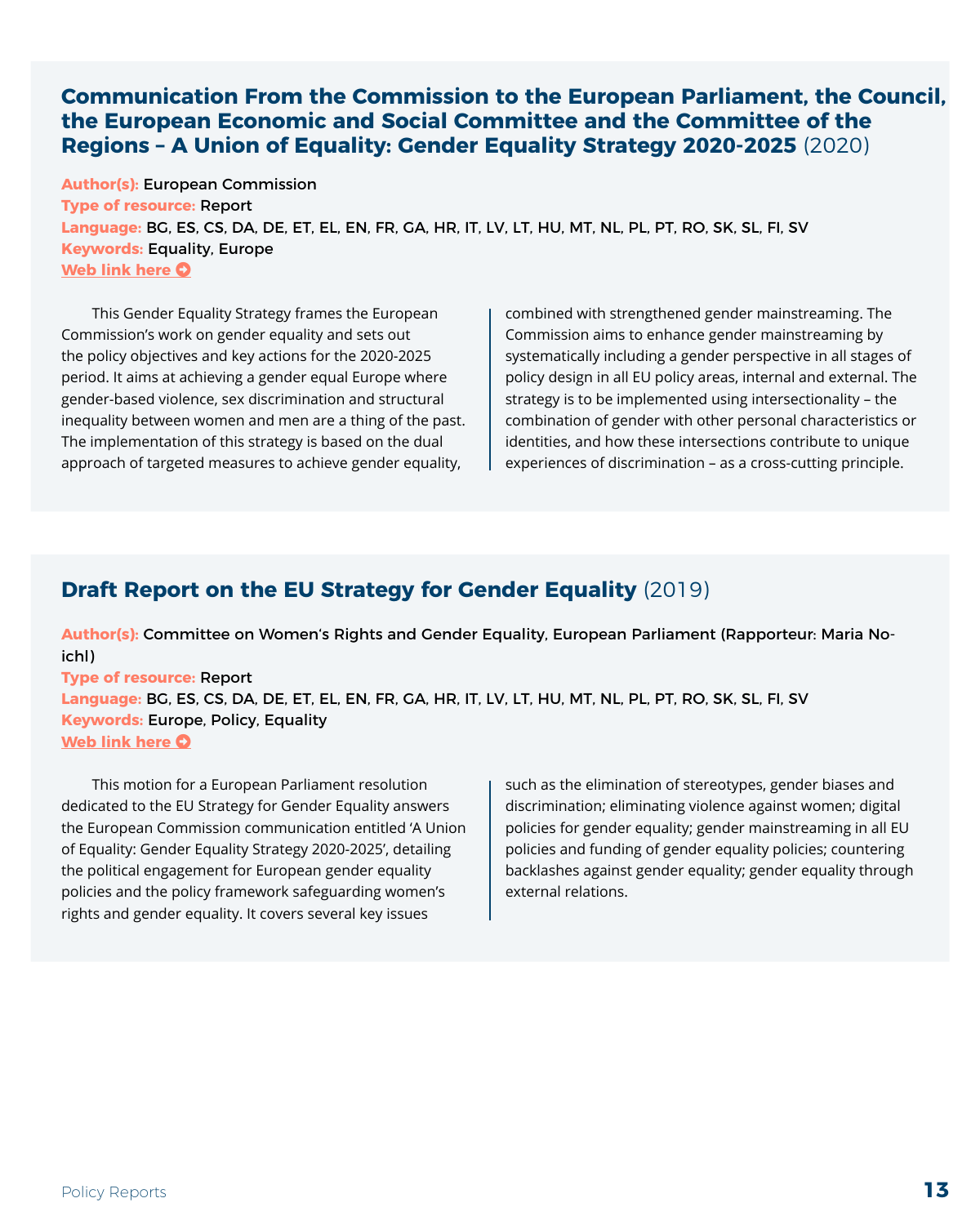## Communication From the Commission to the European Parliament, the Council, the European Economic and Social Committee and the Committee of the Regions – A Union of Equality: Gender Equality Strategy 2020-2025 (2020)

**Author(s):** European Commission
**Type of resource:** Report
**Language:** BG, ES, CS, DA, DE, ET, EL, EN, FR, GA, HR, IT, LV, LT, HU, MT, NL, PL, PT, RO, SK, SL, FI, SV
**Keywords:** Equality, Europe
**Web link here**

This Gender Equality Strategy frames the European Commission's work on gender equality and sets out the policy objectives and key actions for the 2020-2025 period. It aims at achieving a gender equal Europe where gender-based violence, sex discrimination and structural inequality between women and men are a thing of the past. The implementation of this strategy is based on the dual approach of targeted measures to achieve gender equality, combined with strengthened gender mainstreaming. The Commission aims to enhance gender mainstreaming by systematically including a gender perspective in all stages of policy design in all EU policy areas, internal and external. The strategy is to be implemented using intersectionality – the combination of gender with other personal characteristics or identities, and how these intersections contribute to unique experiences of discrimination – as a cross-cutting principle.

## Draft Report on the EU Strategy for Gender Equality (2019)

**Author(s):** Committee on Women's Rights and Gender Equality, European Parliament (Rapporteur: Maria Noichl)
**Type of resource:** Report
**Language:** BG, ES, CS, DA, DE, ET, EL, EN, FR, GA, HR, IT, LV, LT, HU, MT, NL, PL, PT, RO, SK, SL, FI, SV
**Keywords:** Europe, Policy, Equality
**Web link here**

This motion for a European Parliament resolution dedicated to the EU Strategy for Gender Equality answers the European Commission communication entitled 'A Union of Equality: Gender Equality Strategy 2020-2025', detailing the political engagement for European gender equality policies and the policy framework safeguarding women's rights and gender equality. It covers several key issues such as the elimination of stereotypes, gender biases and discrimination; eliminating violence against women; digital policies for gender equality; gender mainstreaming in all EU policies and funding of gender equality policies; countering backlashes against gender equality; gender equality through external relations.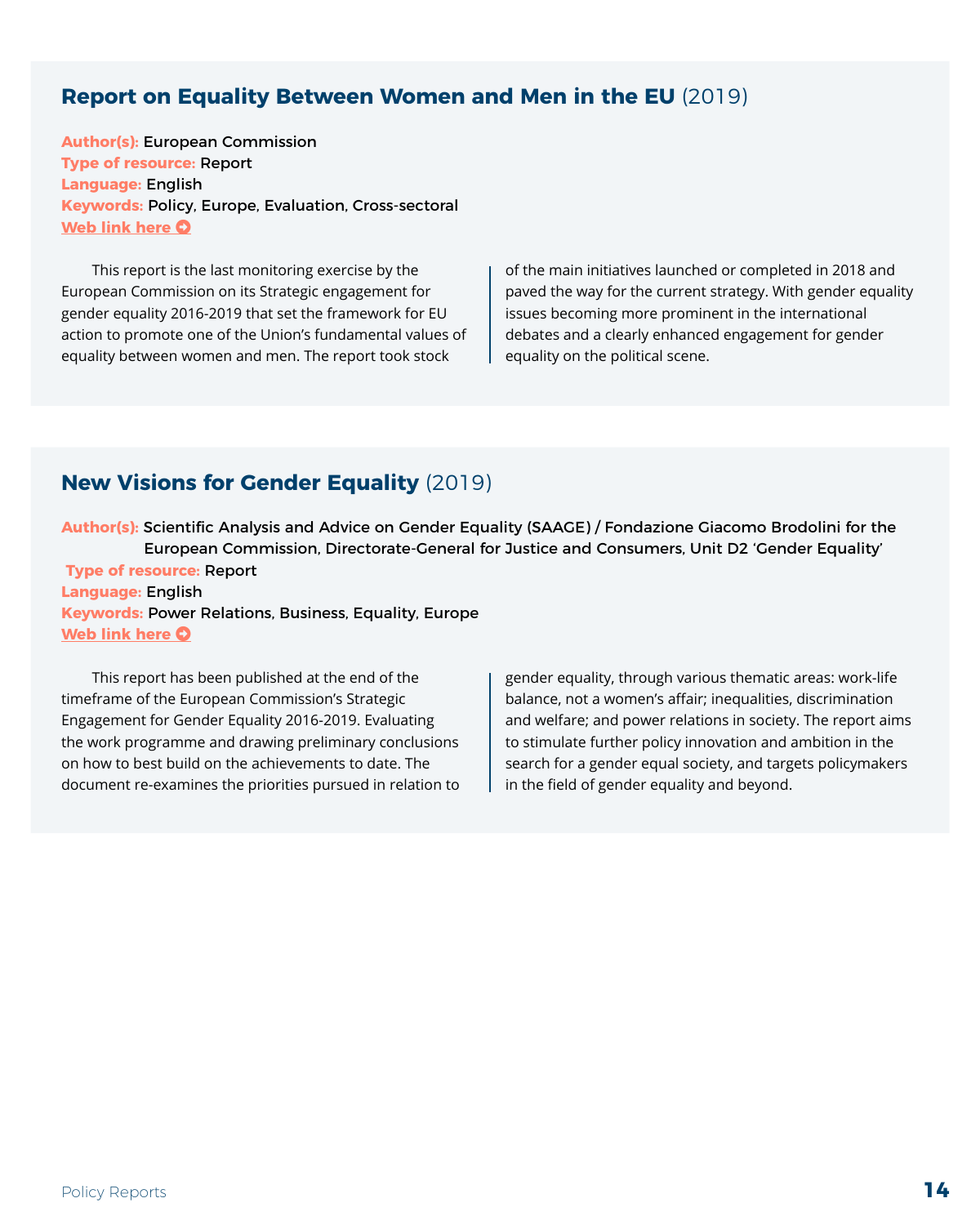## **Report on Equality Between Women and Men in the EU** (2019)

**Author(s):** European Commission
**Type of resource:** Report
**Language:** English
**Keywords:** Policy, Europe, Evaluation, Cross-sectoral
**Web link here**

This report is the last monitoring exercise by the European Commission on its Strategic engagement for gender equality 2016-2019 that set the framework for EU action to promote one of the Union's fundamental values of equality between women and men. The report took stock of the main initiatives launched or completed in 2018 and paved the way for the current strategy. With gender equality issues becoming more prominent in the international debates and a clearly enhanced engagement for gender equality on the political scene.

## **New Visions for Gender Equality** (2019)

**Author(s):** Scientific Analysis and Advice on Gender Equality (SAAGE) / Fondazione Giacomo Brodolini for the European Commission, Directorate-General for Justice and Consumers, Unit D2 'Gender Equality'
**Type of resource:** Report
**Language:** English
**Keywords:** Power Relations, Business, Equality, Europe
**Web link here**

This report has been published at the end of the timeframe of the European Commission's Strategic Engagement for Gender Equality 2016-2019. Evaluating the work programme and drawing preliminary conclusions on how to best build on the achievements to date. The document re-examines the priorities pursued in relation to gender equality, through various thematic areas: work-life balance, not a women's affair; inequalities, discrimination and welfare; and power relations in society. The report aims to stimulate further policy innovation and ambition in the search for a gender equal society, and targets policymakers in the field of gender equality and beyond.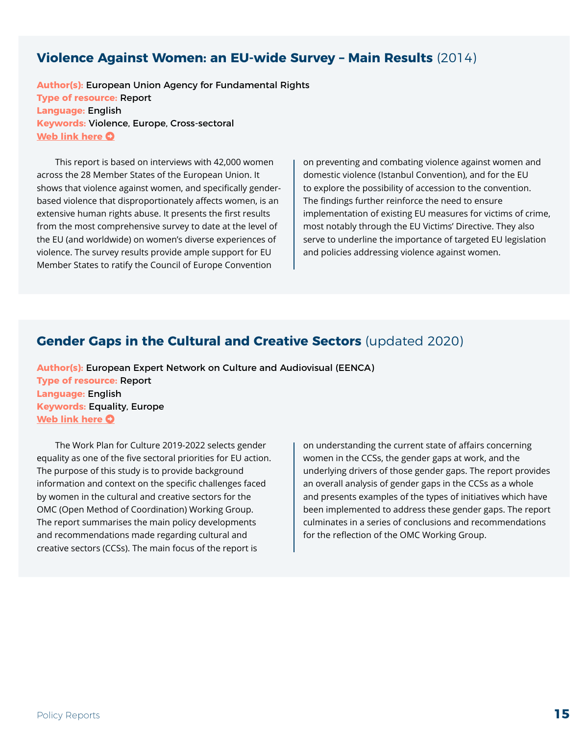## Violence Against Women: an EU-wide Survey – Main Results (2014)

**Author(s):** European Union Agency for Fundamental Rights
**Type of resource:** Report
**Language:** English
**Keywords:** Violence, Europe, Cross-sectoral
**Web link here**

This report is based on interviews with 42,000 women across the 28 Member States of the European Union. It shows that violence against women, and specifically gender-based violence that disproportionately affects women, is an extensive human rights abuse. It presents the first results from the most comprehensive survey to date at the level of the EU (and worldwide) on women's diverse experiences of violence. The survey results provide ample support for EU Member States to ratify the Council of Europe Convention on preventing and combating violence against women and domestic violence (Istanbul Convention), and for the EU to explore the possibility of accession to the convention. The findings further reinforce the need to ensure implementation of existing EU measures for victims of crime, most notably through the EU Victims' Directive. They also serve to underline the importance of targeted EU legislation and policies addressing violence against women.

## Gender Gaps in the Cultural and Creative Sectors (updated 2020)

**Author(s):** European Expert Network on Culture and Audiovisual (EENCA)
**Type of resource:** Report
**Language:** English
**Keywords:** Equality, Europe
**Web link here**

The Work Plan for Culture 2019-2022 selects gender equality as one of the five sectoral priorities for EU action. The purpose of this study is to provide background information and context on the specific challenges faced by women in the cultural and creative sectors for the OMC (Open Method of Coordination) Working Group. The report summarises the main policy developments and recommendations made regarding cultural and creative sectors (CCSs). The main focus of the report is on understanding the current state of affairs concerning women in the CCSs, the gender gaps at work, and the underlying drivers of those gender gaps. The report provides an overall analysis of gender gaps in the CCSs as a whole and presents examples of the types of initiatives which have been implemented to address these gender gaps. The report culminates in a series of conclusions and recommendations for the reflection of the OMC Working Group.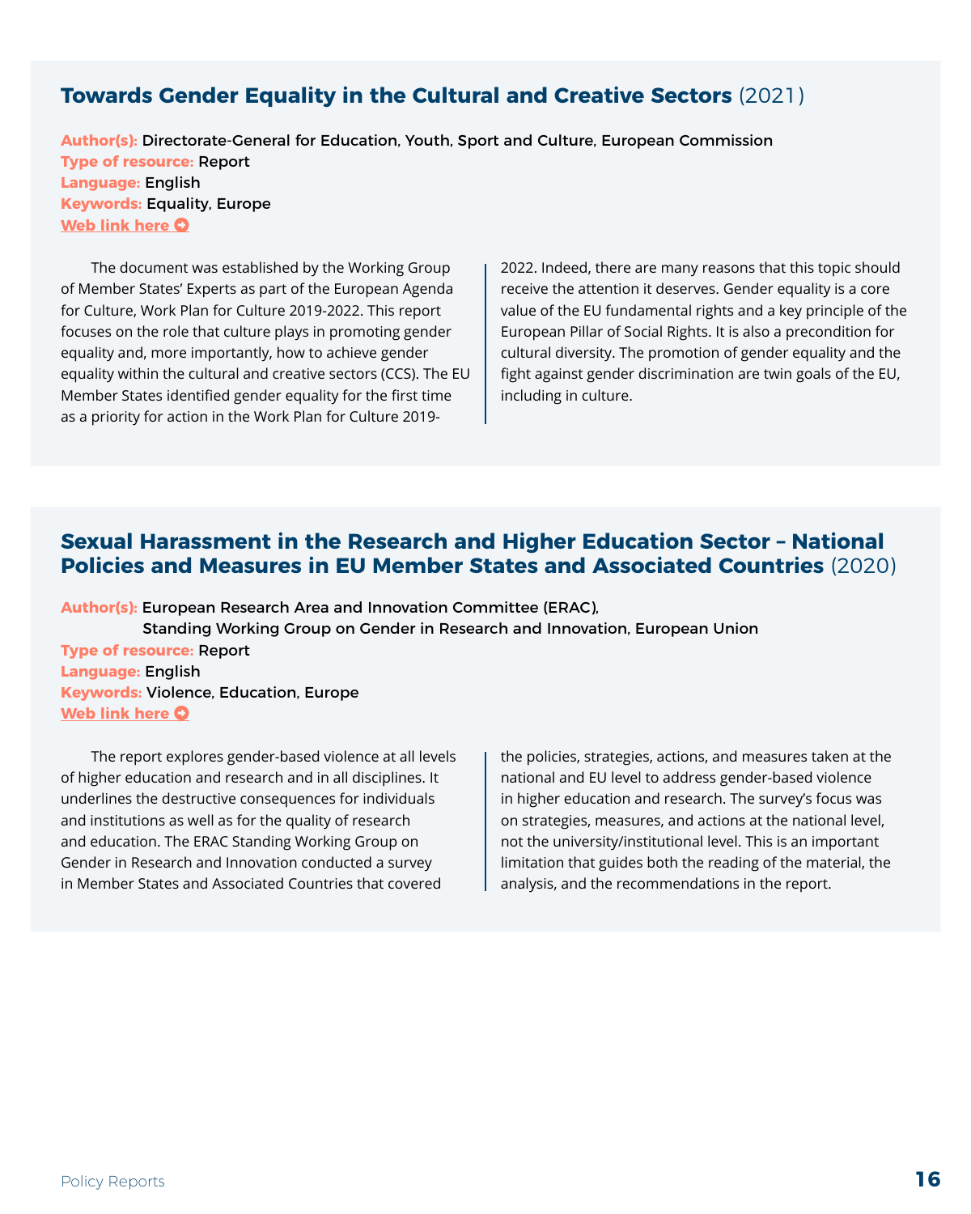## Towards Gender Equality in the Cultural and Creative Sectors (2021)

**Author(s):** Directorate-General for Education, Youth, Sport and Culture, European Commission
**Type of resource:** Report
**Language:** English
**Keywords:** Equality, Europe
**Web link here**

The document was established by the Working Group of Member States' Experts as part of the European Agenda for Culture, Work Plan for Culture 2019-2022. This report focuses on the role that culture plays in promoting gender equality and, more importantly, how to achieve gender equality within the cultural and creative sectors (CCS). The EU Member States identified gender equality for the first time as a priority for action in the Work Plan for Culture 2019-2022. Indeed, there are many reasons that this topic should receive the attention it deserves. Gender equality is a core value of the EU fundamental rights and a key principle of the European Pillar of Social Rights. It is also a precondition for cultural diversity. The promotion of gender equality and the fight against gender discrimination are twin goals of the EU, including in culture.

## Sexual Harassment in the Research and Higher Education Sector – National Policies and Measures in EU Member States and Associated Countries (2020)

**Author(s):** European Research Area and Innovation Committee (ERAC), Standing Working Group on Gender in Research and Innovation, European Union
**Type of resource:** Report
**Language:** English
**Keywords:** Violence, Education, Europe
**Web link here**

The report explores gender-based violence at all levels of higher education and research and in all disciplines. It underlines the destructive consequences for individuals and institutions as well as for the quality of research and education. The ERAC Standing Working Group on Gender in Research and Innovation conducted a survey in Member States and Associated Countries that covered the policies, strategies, actions, and measures taken at the national and EU level to address gender-based violence in higher education and research. The survey's focus was on strategies, measures, and actions at the national level, not the university/institutional level. This is an important limitation that guides both the reading of the material, the analysis, and the recommendations in the report.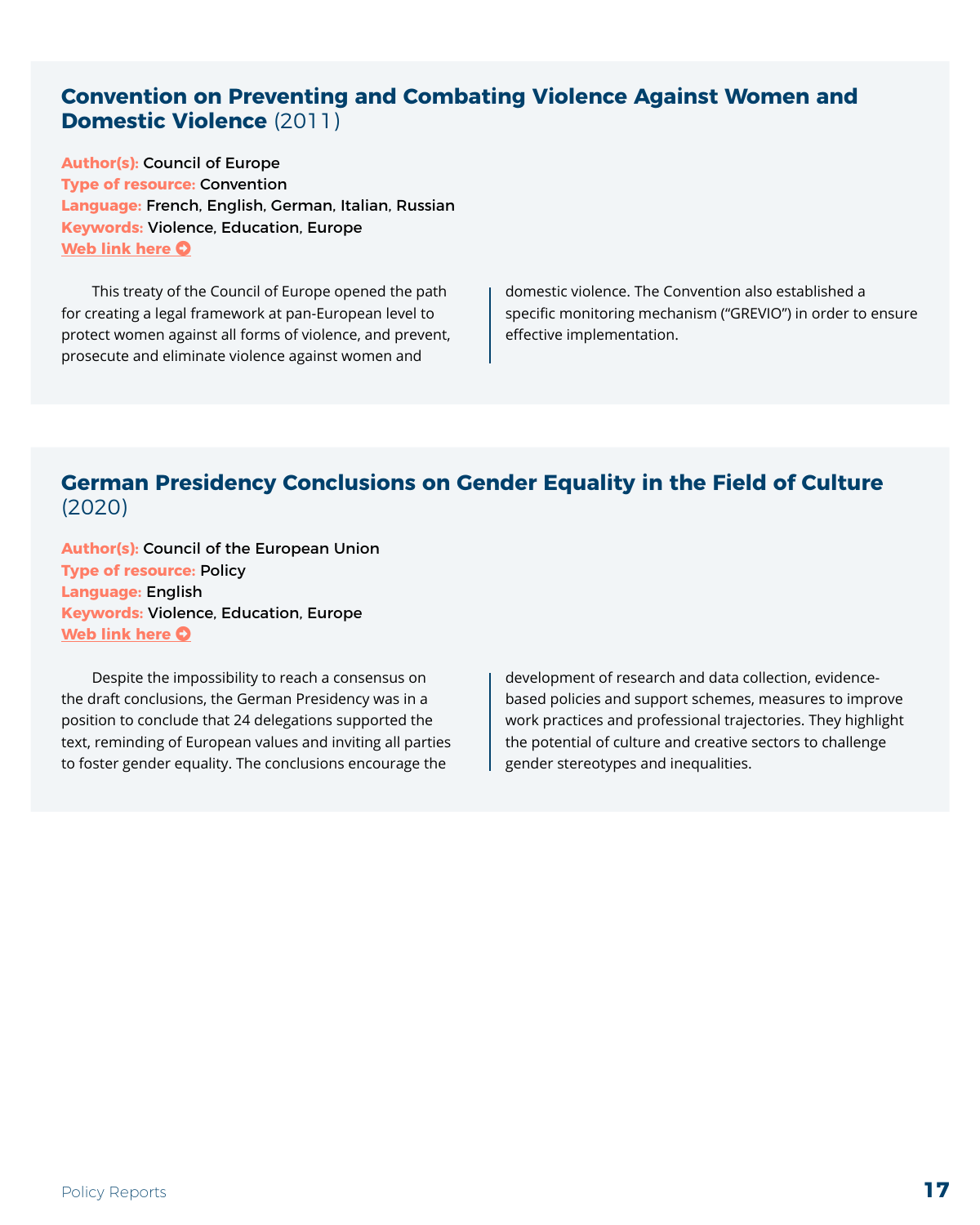## **Convention on Preventing and Combating Violence Against Women and Domestic Violence** (2011)

**Author(s):** Council of Europe
**Type of resource:** Convention
**Language:** French, English, German, Italian, Russian
**Keywords:** Violence, Education, Europe
**Web link here**

This treaty of the Council of Europe opened the path for creating a legal framework at pan-European level to protect women against all forms of violence, and prevent, prosecute and eliminate violence against women and domestic violence. The Convention also established a specific monitoring mechanism ("GREVIO") in order to ensure effective implementation.

## **German Presidency Conclusions on Gender Equality in the Field of Culture** (2020)

**Author(s):** Council of the European Union
**Type of resource:** Policy
**Language:** English
**Keywords:** Violence, Education, Europe
**Web link here**

Despite the impossibility to reach a consensus on the draft conclusions, the German Presidency was in a position to conclude that 24 delegations supported the text, reminding of European values and inviting all parties to foster gender equality. The conclusions encourage the development of research and data collection, evidence-based policies and support schemes, measures to improve work practices and professional trajectories. They highlight the potential of culture and creative sectors to challenge gender stereotypes and inequalities.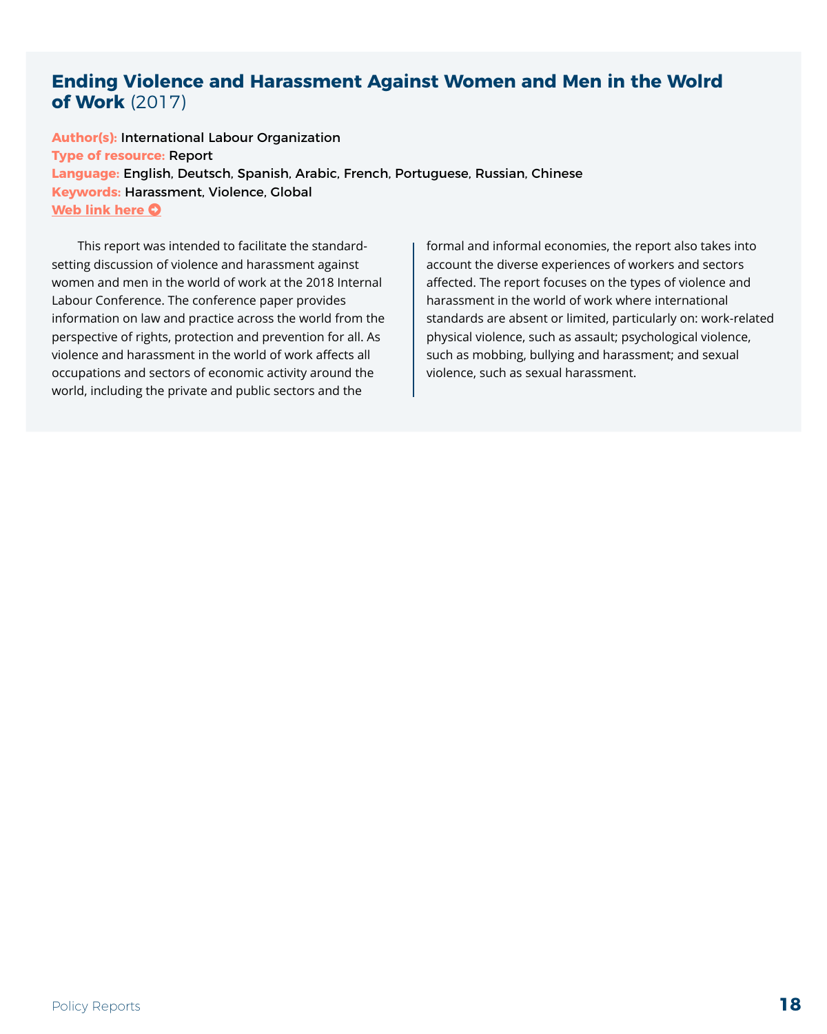## Ending Violence and Harassment Against Women and Men in the Wolrd of Work (2017)

**Author(s):** International Labour Organization
**Type of resource:** Report
**Language:** English, Deutsch, Spanish, Arabic, French, Portuguese, Russian, Chinese
**Keywords:** Harassment, Violence, Global
**Web link here**

This report was intended to facilitate the standard-setting discussion of violence and harassment against women and men in the world of work at the 2018 Internal Labour Conference. The conference paper provides information on law and practice across the world from the perspective of rights, protection and prevention for all. As violence and harassment in the world of work affects all occupations and sectors of economic activity around the world, including the private and public sectors and the formal and informal economies, the report also takes into account the diverse experiences of workers and sectors affected. The report focuses on the types of violence and harassment in the world of work where international standards are absent or limited, particularly on: work-related physical violence, such as assault; psychological violence, such as mobbing, bullying and harassment; and sexual violence, such as sexual harassment.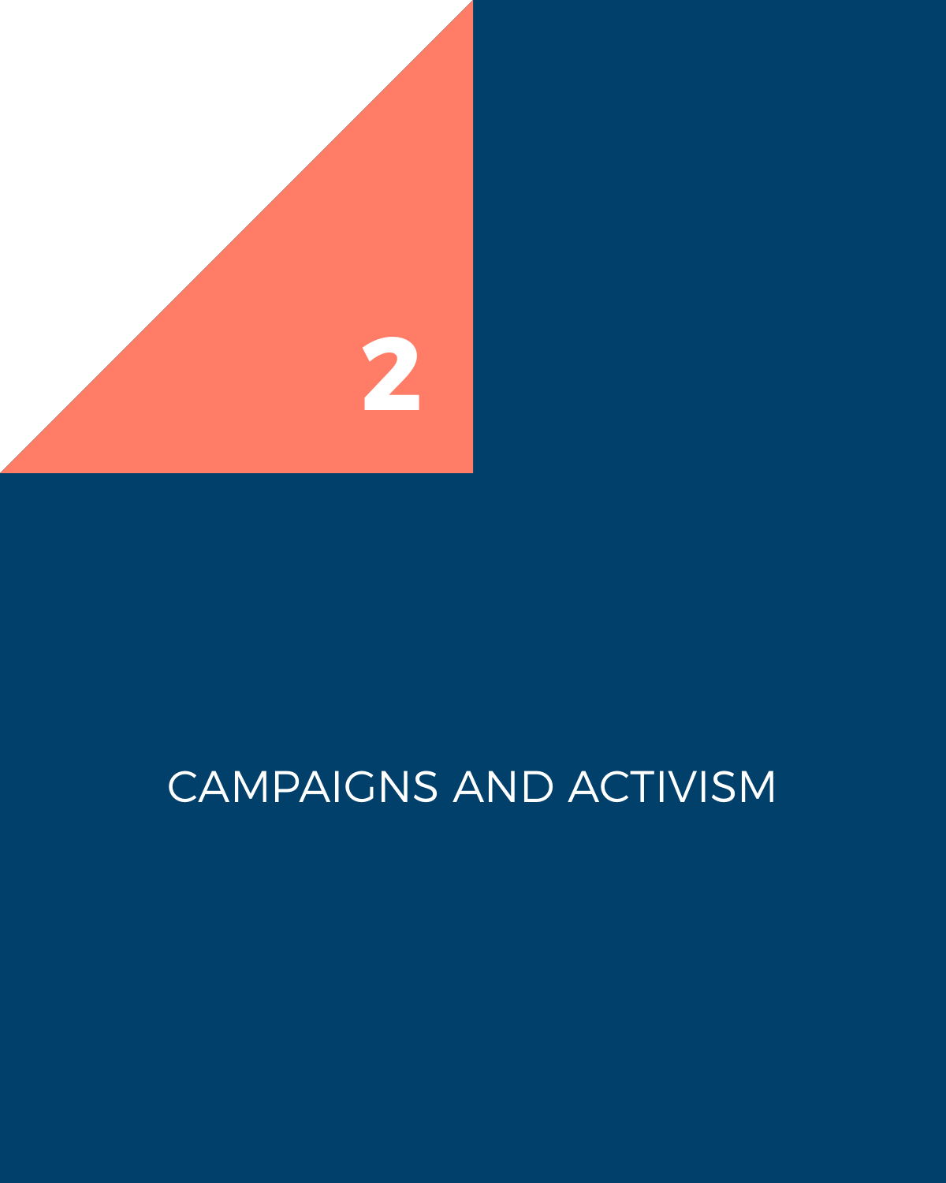# 2

# CAMPAIGNS AND ACTIVISM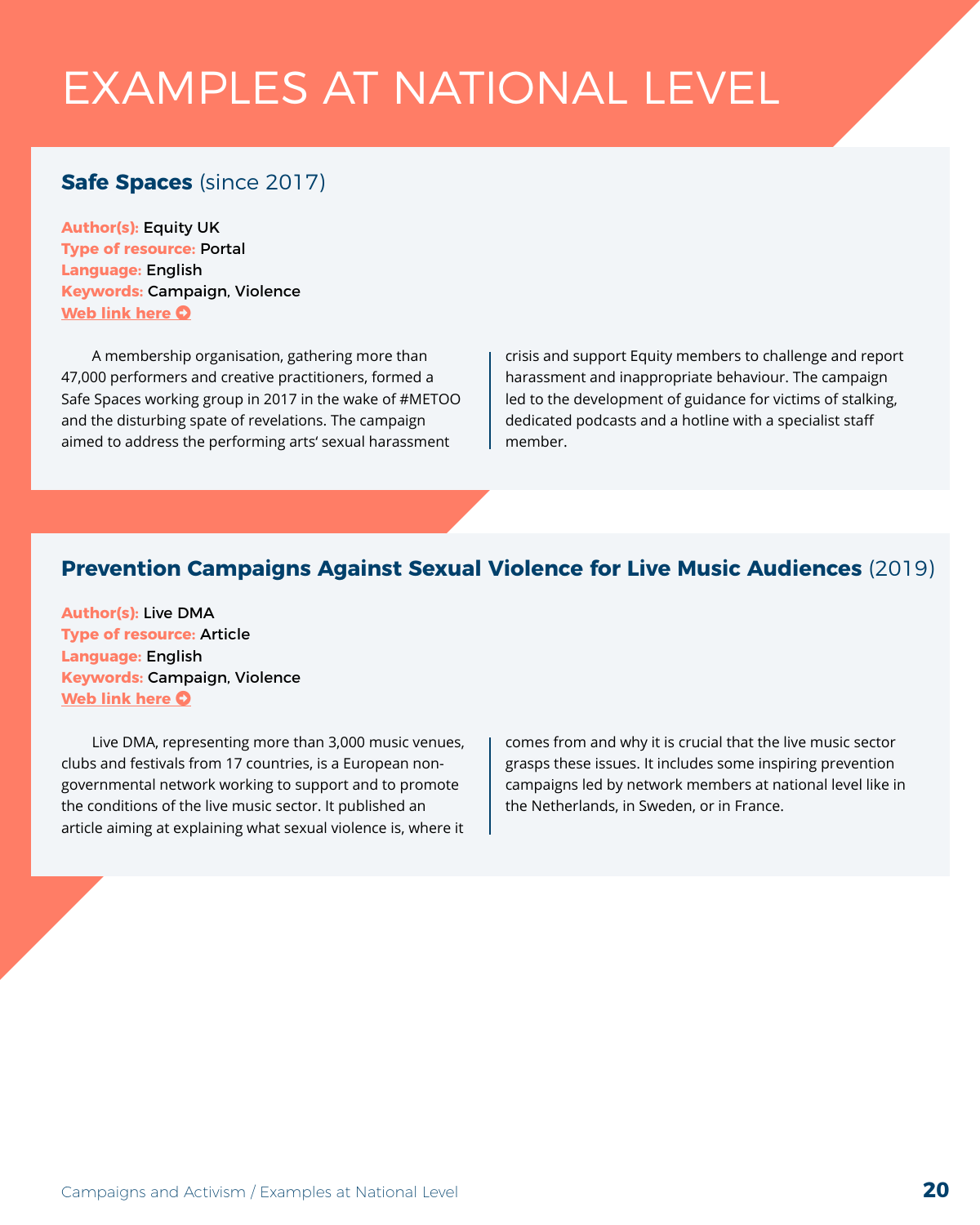# EXAMPLES AT NATIONAL LEVEL

## **Safe Spaces** (since 2017)

**Author(s):** Equity UK
**Type of resource:** Portal
**Language:** English
**Keywords:** Campaign, Violence
**Web link here**

A membership organisation, gathering more than 47,000 performers and creative practitioners, formed a Safe Spaces working group in 2017 in the wake of #METOO and the disturbing spate of revelations. The campaign aimed to address the performing arts' sexual harassment crisis and support Equity members to challenge and report harassment and inappropriate behaviour. The campaign led to the development of guidance for victims of stalking, dedicated podcasts and a hotline with a specialist staff member.

## **Prevention Campaigns Against Sexual Violence for Live Music Audiences** (2019)

**Author(s):** Live DMA
**Type of resource:** Article
**Language:** English
**Keywords:** Campaign, Violence
**Web link here**

Live DMA, representing more than 3,000 music venues, clubs and festivals from 17 countries, is a European non-governmental network working to support and to promote the conditions of the live music sector. It published an article aiming at explaining what sexual violence is, where it comes from and why it is crucial that the live music sector grasps these issues. It includes some inspiring prevention campaigns led by network members at national level like in the Netherlands, in Sweden, or in France.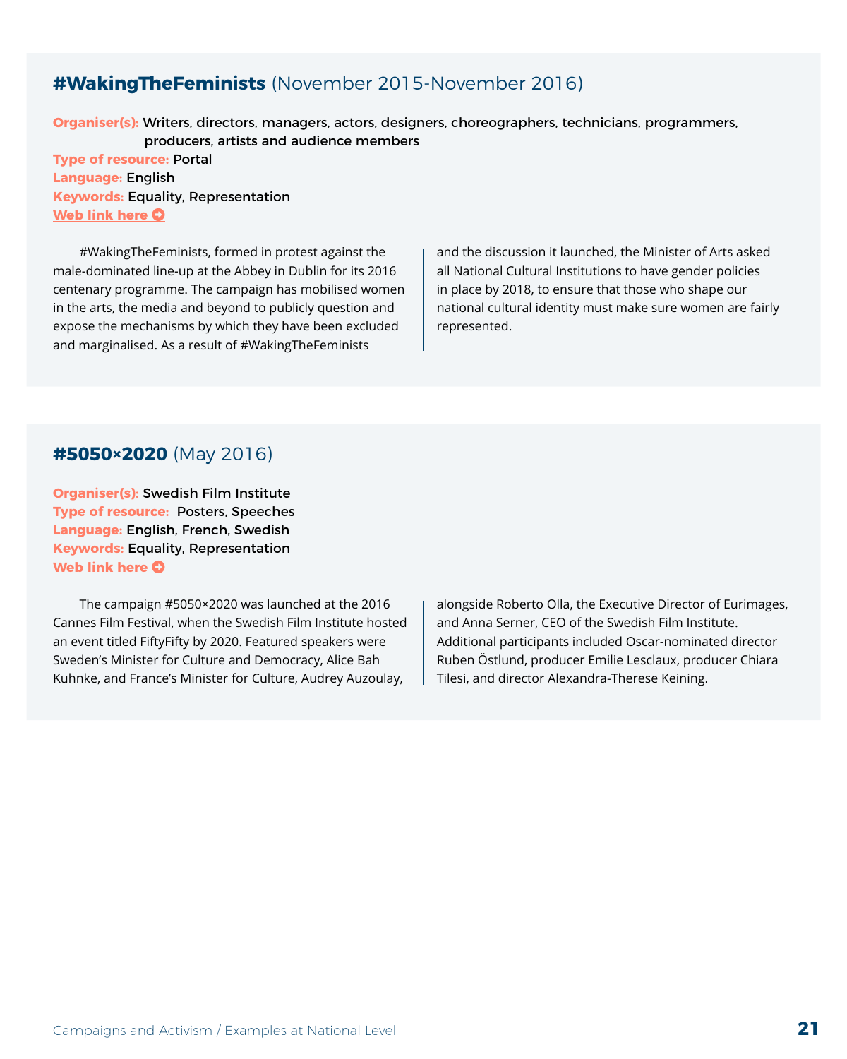## **#WakingTheFeminists** (November 2015-November 2016)

**Organiser(s):** Writers, directors, managers, actors, designers, choreographers, technicians, programmers, producers, artists and audience members
**Type of resource:** Portal
**Language:** English
**Keywords:** Equality, Representation
**Web link here**

#WakingTheFeminists, formed in protest against the male-dominated line-up at the Abbey in Dublin for its 2016 centenary programme. The campaign has mobilised women in the arts, the media and beyond to publicly question and expose the mechanisms by which they have been excluded and marginalised. As a result of #WakingTheFeminists and the discussion it launched, the Minister of Arts asked all National Cultural Institutions to have gender policies in place by 2018, to ensure that those who shape our national cultural identity must make sure women are fairly represented.

## **#5050×2020** (May 2016)

**Organiser(s):** Swedish Film Institute
**Type of resource:** Posters, Speeches
**Language:** English, French, Swedish
**Keywords:** Equality, Representation
**Web link here**

The campaign #5050×2020 was launched at the 2016 Cannes Film Festival, when the Swedish Film Institute hosted an event titled FiftyFifty by 2020. Featured speakers were Sweden's Minister for Culture and Democracy, Alice Bah Kuhnke, and France's Minister for Culture, Audrey Auzoulay, alongside Roberto Olla, the Executive Director of Eurimages, and Anna Serner, CEO of the Swedish Film Institute. Additional participants included Oscar-nominated director Ruben Östlund, producer Emilie Lesclaux, producer Chiara Tilesi, and director Alexandra-Therese Keining.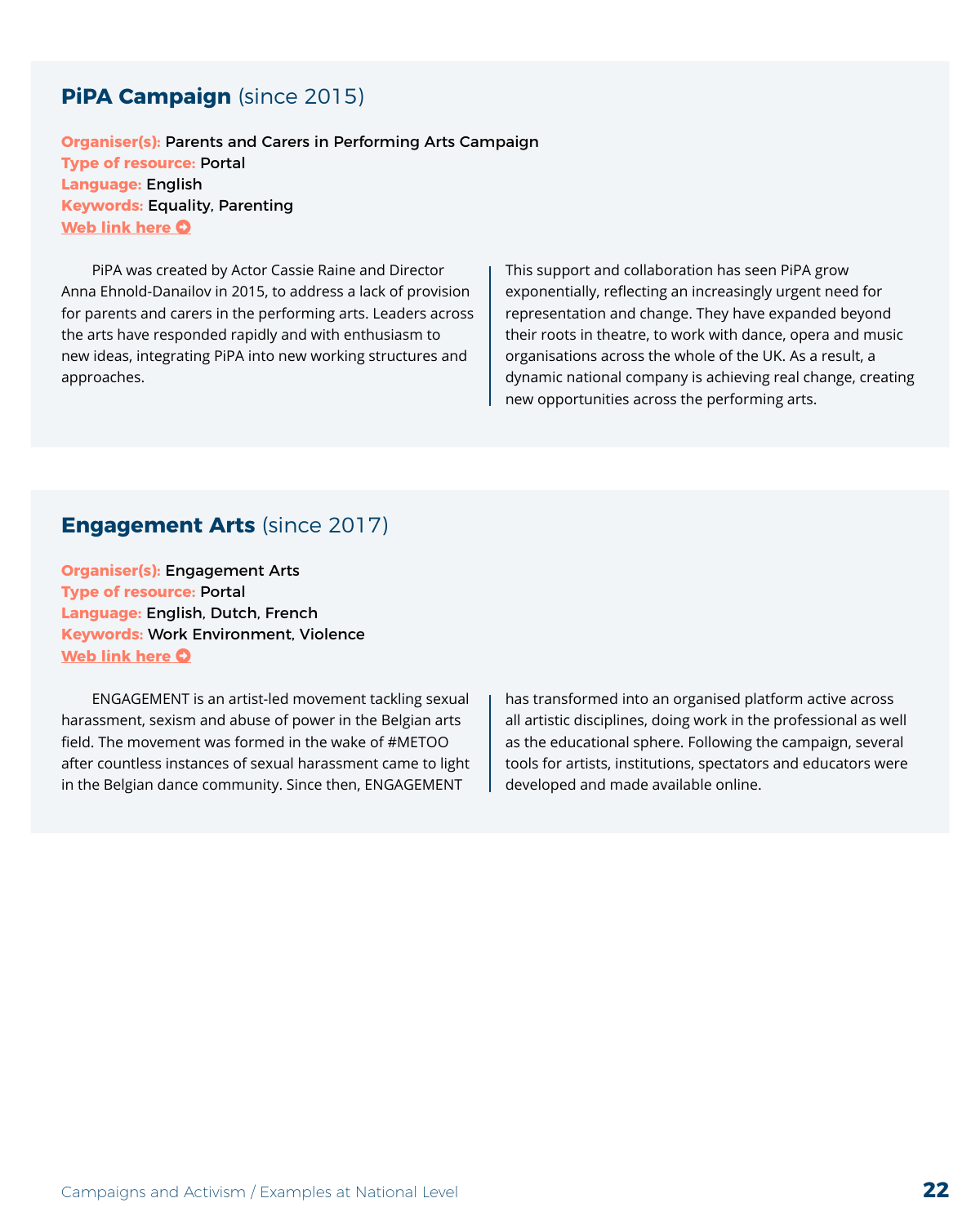## PiPA Campaign (since 2015)

**Organiser(s):** Parents and Carers in Performing Arts Campaign
**Type of resource:** Portal
**Language:** English
**Keywords:** Equality, Parenting
**Web link here**

PiPA was created by Actor Cassie Raine and Director Anna Ehnold-Danailov in 2015, to address a lack of provision for parents and carers in the performing arts. Leaders across the arts have responded rapidly and with enthusiasm to new ideas, integrating PiPA into new working structures and approaches.

This support and collaboration has seen PiPA grow exponentially, reflecting an increasingly urgent need for representation and change. They have expanded beyond their roots in theatre, to work with dance, opera and music organisations across the whole of the UK. As a result, a dynamic national company is achieving real change, creating new opportunities across the performing arts.

## Engagement Arts (since 2017)

**Organiser(s):** Engagement Arts
**Type of resource:** Portal
**Language:** English, Dutch, French
**Keywords:** Work Environment, Violence
**Web link here**

ENGAGEMENT is an artist-led movement tackling sexual harassment, sexism and abuse of power in the Belgian arts field. The movement was formed in the wake of #METOO after countless instances of sexual harassment came to light in the Belgian dance community. Since then, ENGAGEMENT has transformed into an organised platform active across all artistic disciplines, doing work in the professional as well as the educational sphere. Following the campaign, several tools for artists, institutions, spectators and educators were developed and made available online.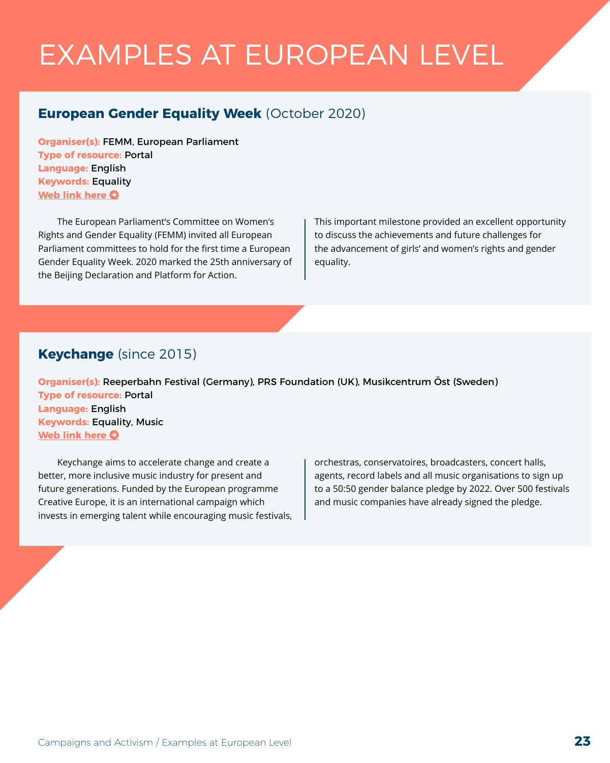# EXAMPLES AT EUROPEAN LEVEL

## **European Gender Equality Week** (October 2020)

**Organiser(s):** FEMM, European Parliament
**Type of resource:** Portal
**Language:** English
**Keywords:** Equality
**Web link here**

The European Parliament's Committee on Women's Rights and Gender Equality (FEMM) invited all European Parliament committees to hold for the first time a European Gender Equality Week. 2020 marked the 25th anniversary of the Beijing Declaration and Platform for Action. This important milestone provided an excellent opportunity to discuss the achievements and future challenges for the advancement of girls' and women's rights and gender equality.

## **Keychange** (since 2015)

**Organiser(s):** Reeperbahn Festival (Germany), PRS Foundation (UK), Musikcentrum Öst (Sweden)
**Type of resource:** Portal
**Language:** English
**Keywords:** Equality, Music
**Web link here**

Keychange aims to accelerate change and create a better, more inclusive music industry for present and future generations. Funded by the European programme Creative Europe, it is an international campaign which invests in emerging talent while encouraging music festivals, orchestras, conservatoires, broadcasters, concert halls, agents, record labels and all music organisations to sign up to a 50:50 gender balance pledge by 2022. Over 500 festivals and music companies have already signed the pledge.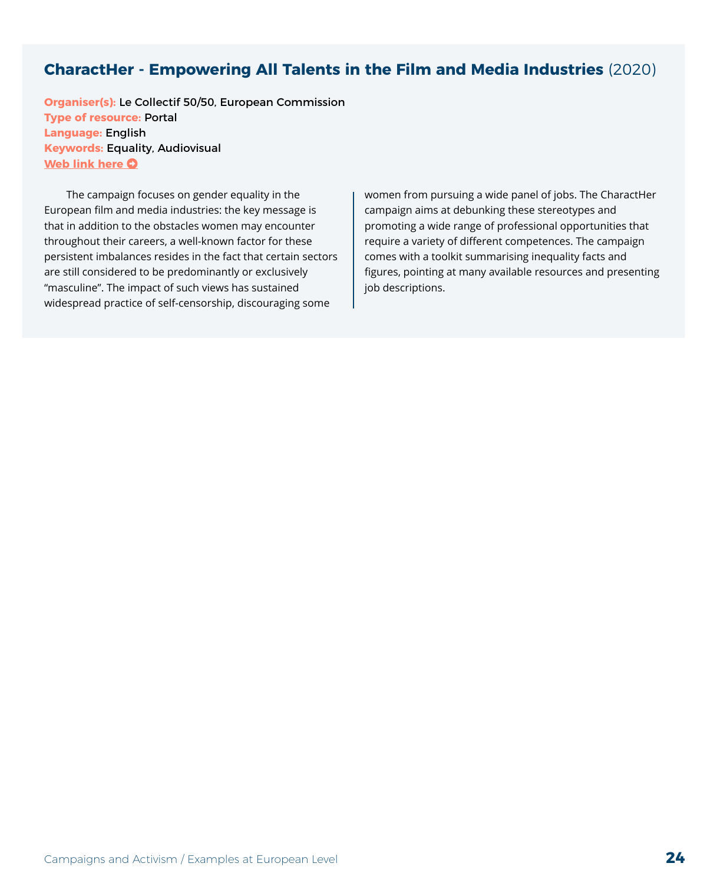## CharactHer - Empowering All Talents in the Film and Media Industries (2020)

**Organiser(s):** Le Collectif 50/50, European Commission
**Type of resource:** Portal
**Language:** English
**Keywords:** Equality, Audiovisual
**Web link here**

The campaign focuses on gender equality in the European film and media industries: the key message is that in addition to the obstacles women may encounter throughout their careers, a well-known factor for these persistent imbalances resides in the fact that certain sectors are still considered to be predominantly or exclusively "masculine". The impact of such views has sustained widespread practice of self-censorship, discouraging some women from pursuing a wide panel of jobs. The CharactHer campaign aims at debunking these stereotypes and promoting a wide range of professional opportunities that require a variety of different competences. The campaign comes with a toolkit summarising inequality facts and figures, pointing at many available resources and presenting job descriptions.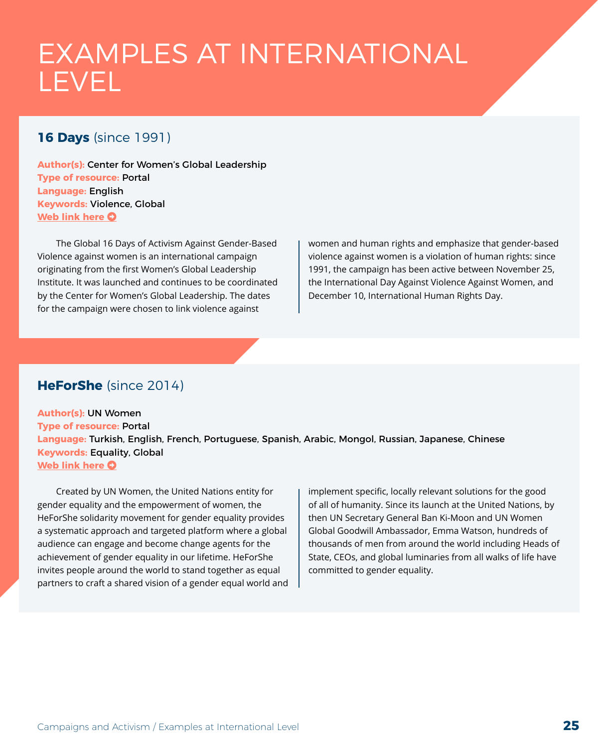# EXAMPLES AT INTERNATIONAL LEVEL

## **16 Days** (since 1991)

**Author(s):** Center for Women's Global Leadership
**Type of resource:** Portal
**Language:** English
**Keywords:** Violence, Global
**Web link here**

The Global 16 Days of Activism Against Gender-Based Violence against women is an international campaign originating from the first Women's Global Leadership Institute. It was launched and continues to be coordinated by the Center for Women's Global Leadership. The dates for the campaign were chosen to link violence against women and human rights and emphasize that gender-based violence against women is a violation of human rights: since 1991, the campaign has been active between November 25, the International Day Against Violence Against Women, and December 10, International Human Rights Day.

## **HeForShe** (since 2014)

**Author(s):** UN Women
**Type of resource:** Portal
**Language:** Turkish, English, French, Portuguese, Spanish, Arabic, Mongol, Russian, Japanese, Chinese
**Keywords:** Equality, Global
**Web link here**

Created by UN Women, the United Nations entity for gender equality and the empowerment of women, the HeForShe solidarity movement for gender equality provides a systematic approach and targeted platform where a global audience can engage and become change agents for the achievement of gender equality in our lifetime. HeForShe invites people around the world to stand together as equal partners to craft a shared vision of a gender equal world and implement specific, locally relevant solutions for the good of all of humanity. Since its launch at the United Nations, by then UN Secretary General Ban Ki-Moon and UN Women Global Goodwill Ambassador, Emma Watson, hundreds of thousands of men from around the world including Heads of State, CEOs, and global luminaries from all walks of life have committed to gender equality.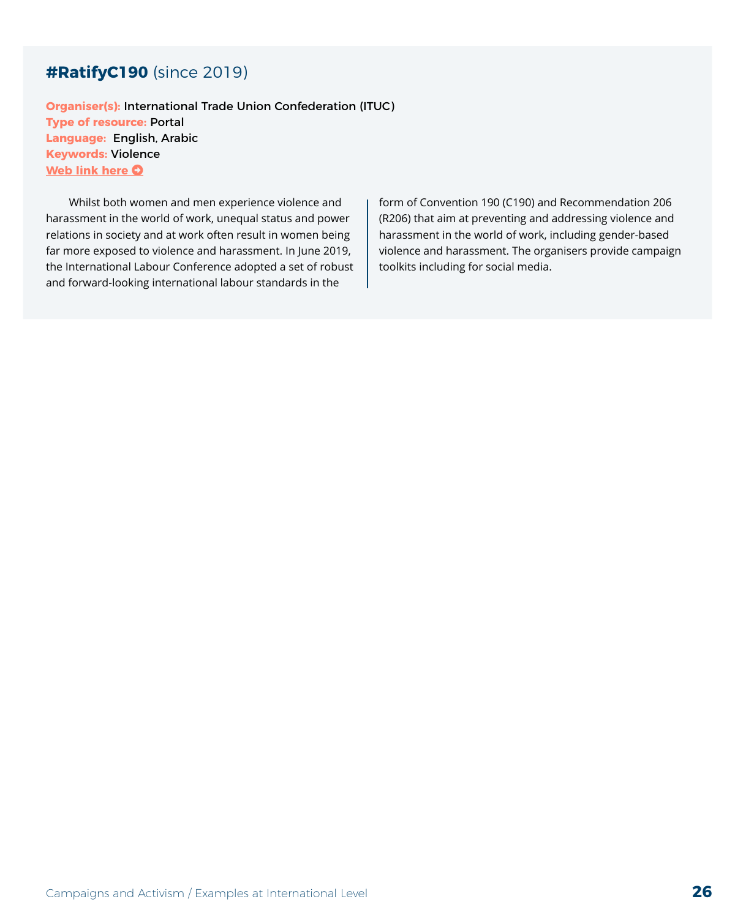## **#RatifyC190** (since 2019)

**Organiser(s):** International Trade Union Confederation (ITUC)
**Type of resource:** Portal
**Language:** English, Arabic
**Keywords:** Violence
**Web link here**

Whilst both women and men experience violence and harassment in the world of work, unequal status and power relations in society and at work often result in women being far more exposed to violence and harassment. In June 2019, the International Labour Conference adopted a set of robust and forward-looking international labour standards in the form of Convention 190 (C190) and Recommendation 206 (R206) that aim at preventing and addressing violence and harassment in the world of work, including gender-based violence and harassment. The organisers provide campaign toolkits including for social media.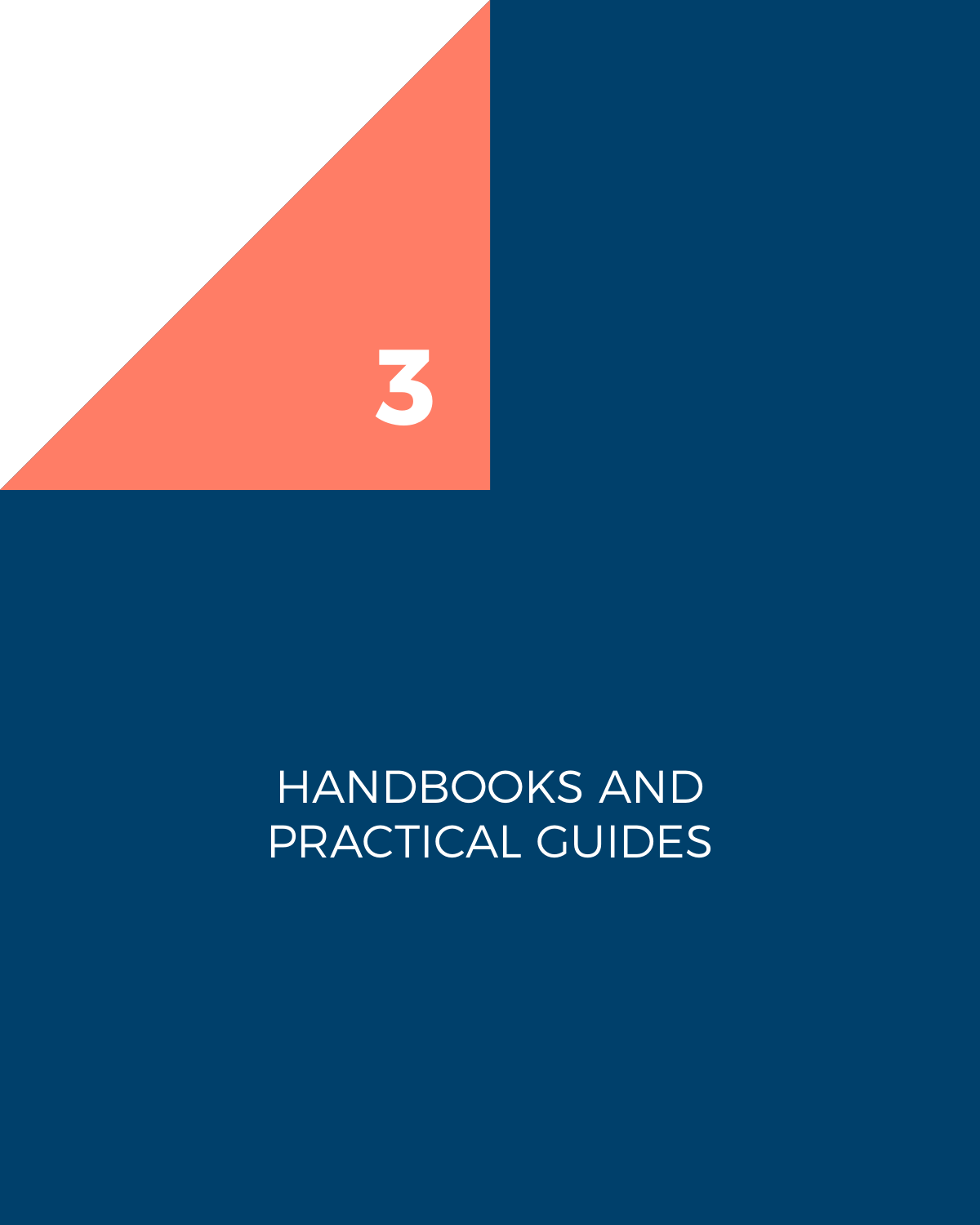# 3

# HANDBOOKS AND PRACTICAL GUIDES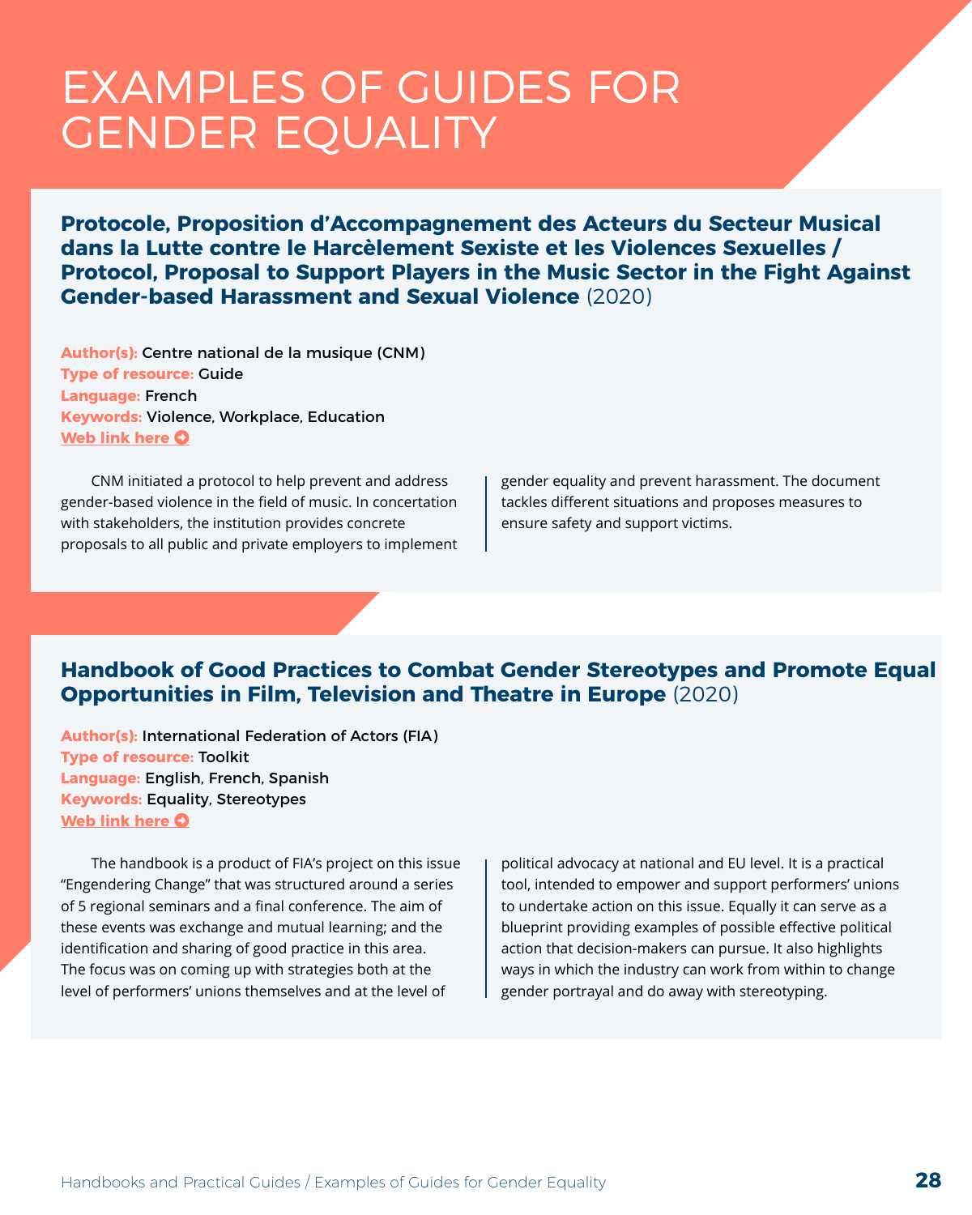# EXAMPLES OF GUIDES FOR GENDER EQUALITY

## Protocole, Proposition d'Accompagnement des Acteurs du Secteur Musical dans la Lutte contre le Harcèlement Sexiste et les Violences Sexuelles / Protocol, Proposal to Support Players in the Music Sector in the Fight Against Gender-based Harassment and Sexual Violence (2020)

**Author(s):** Centre national de la musique (CNM)
**Type of resource:** Guide
**Language:** French
**Keywords:** Violence, Workplace, Education
**Web link here**

CNM initiated a protocol to help prevent and address gender-based violence in the field of music. In concertation with stakeholders, the institution provides concrete proposals to all public and private employers to implement gender equality and prevent harassment. The document tackles different situations and proposes measures to ensure safety and support victims.

## Handbook of Good Practices to Combat Gender Stereotypes and Promote Equal Opportunities in Film, Television and Theatre in Europe (2020)

**Author(s):** International Federation of Actors (FIA)
**Type of resource:** Toolkit
**Language:** English, French, Spanish
**Keywords:** Equality, Stereotypes
**Web link here**

The handbook is a product of FIA's project on this issue "Engendering Change" that was structured around a series of 5 regional seminars and a final conference. The aim of these events was exchange and mutual learning; and the identification and sharing of good practice in this area. The focus was on coming up with strategies both at the level of performers' unions themselves and at the level of political advocacy at national and EU level. It is a practical tool, intended to empower and support performers' unions to undertake action on this issue. Equally it can serve as a blueprint providing examples of possible effective political action that decision-makers can pursue. It also highlights ways in which the industry can work from within to change gender portrayal and do away with stereotyping.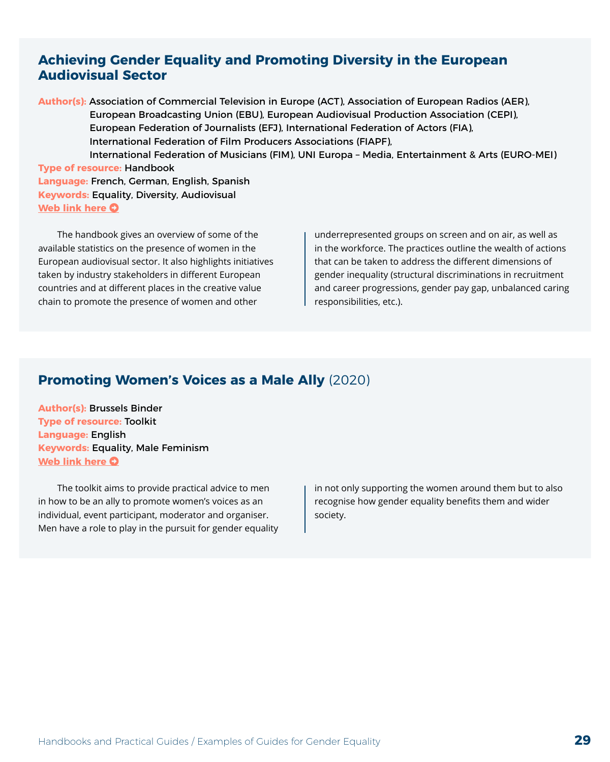## Achieving Gender Equality and Promoting Diversity in the European Audiovisual Sector

**Author(s):** Association of Commercial Television in Europe (ACT), Association of European Radios (AER), European Broadcasting Union (EBU), European Audiovisual Production Association (CEPI), European Federation of Journalists (EFJ), International Federation of Actors (FIA), International Federation of Film Producers Associations (FIAPF), International Federation of Musicians (FIM), UNI Europa – Media, Entertainment & Arts (EURO-MEI)
**Type of resource:** Handbook
**Language:** French, German, English, Spanish
**Keywords:** Equality, Diversity, Audiovisual
**Web link here**

The handbook gives an overview of some of the available statistics on the presence of women in the European audiovisual sector. It also highlights initiatives taken by industry stakeholders in different European countries and at different places in the creative value chain to promote the presence of women and other underrepresented groups on screen and on air, as well as in the workforce. The practices outline the wealth of actions that can be taken to address the different dimensions of gender inequality (structural discriminations in recruitment and career progressions, gender pay gap, unbalanced caring responsibilities, etc.).

## Promoting Women's Voices as a Male Ally (2020)

**Author(s):** Brussels Binder
**Type of resource:** Toolkit
**Language:** English
**Keywords:** Equality, Male Feminism
**Web link here**

The toolkit aims to provide practical advice to men in how to be an ally to promote women's voices as an individual, event participant, moderator and organiser. Men have a role to play in the pursuit for gender equality in not only supporting the women around them but to also recognise how gender equality benefits them and wider society.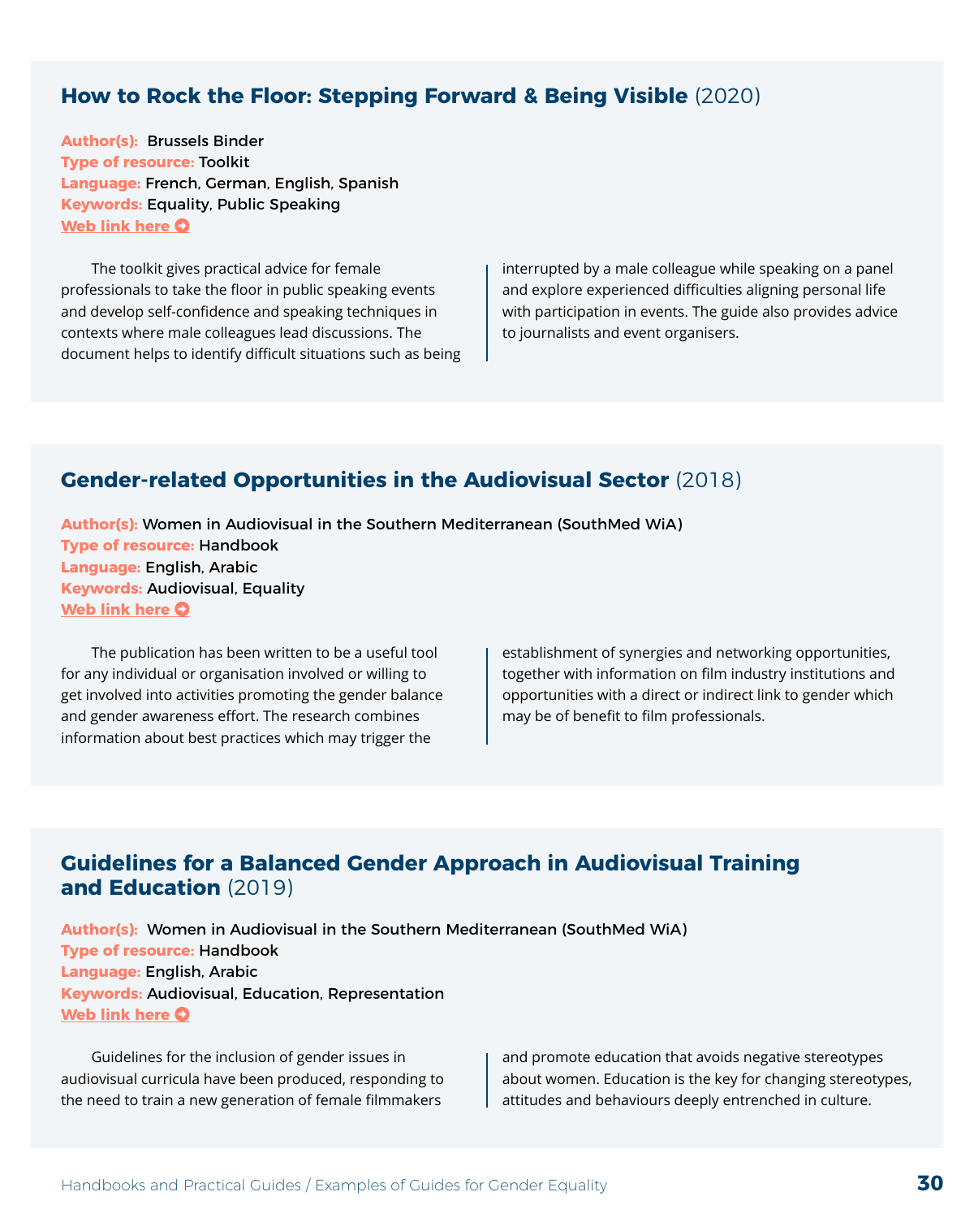## How to Rock the Floor: Stepping Forward & Being Visible (2020)

**Author(s):** Brussels Binder
**Type of resource:** Toolkit
**Language:** French, German, English, Spanish
**Keywords:** Equality, Public Speaking
**Web link here**

The toolkit gives practical advice for female professionals to take the floor in public speaking events and develop self-confidence and speaking techniques in contexts where male colleagues lead discussions. The document helps to identify difficult situations such as being interrupted by a male colleague while speaking on a panel and explore experienced difficulties aligning personal life with participation in events. The guide also provides advice to journalists and event organisers.

## Gender-related Opportunities in the Audiovisual Sector (2018)

**Author(s):** Women in Audiovisual in the Southern Mediterranean (SouthMed WiA)
**Type of resource:** Handbook
**Language:** English, Arabic
**Keywords:** Audiovisual, Equality
**Web link here**

The publication has been written to be a useful tool for any individual or organisation involved or willing to get involved into activities promoting the gender balance and gender awareness effort. The research combines information about best practices which may trigger the establishment of synergies and networking opportunities, together with information on film industry institutions and opportunities with a direct or indirect link to gender which may be of benefit to film professionals.

## Guidelines for a Balanced Gender Approach in Audiovisual Training and Education (2019)

**Author(s):** Women in Audiovisual in the Southern Mediterranean (SouthMed WiA)
**Type of resource:** Handbook
**Language:** English, Arabic
**Keywords:** Audiovisual, Education, Representation
**Web link here**

Guidelines for the inclusion of gender issues in audiovisual curricula have been produced, responding to the need to train a new generation of female filmmakers and promote education that avoids negative stereotypes about women. Education is the key for changing stereotypes, attitudes and behaviours deeply entrenched in culture.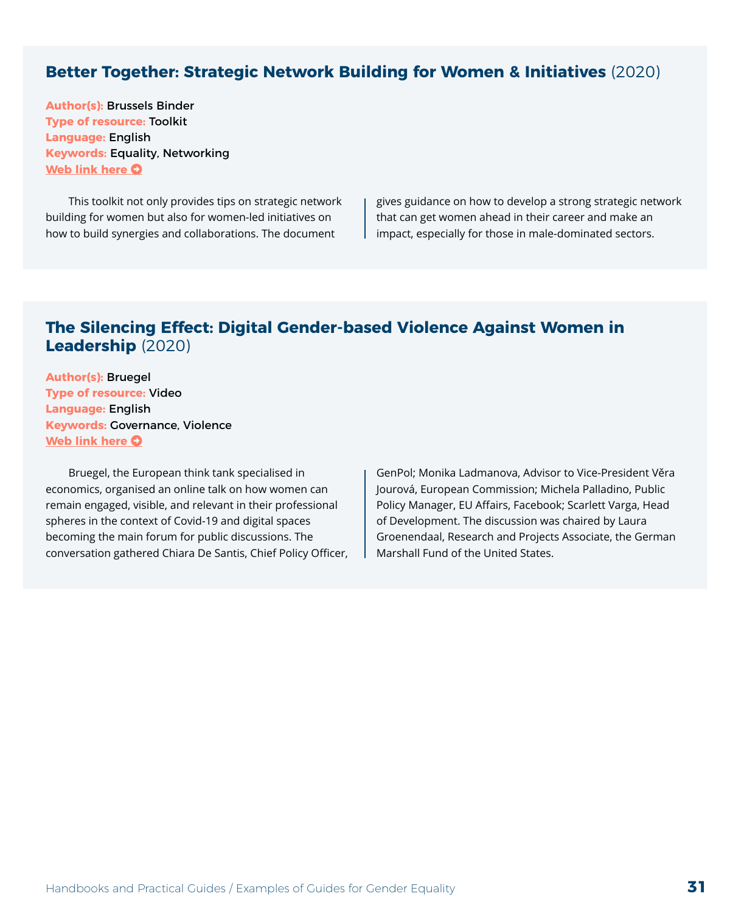## **Better Together: Strategic Network Building for Women & Initiatives** (2020)

**Author(s):** Brussels Binder
**Type of resource:** Toolkit
**Language:** English
**Keywords:** Equality, Networking
**Web link here**

This toolkit not only provides tips on strategic network building for women but also for women-led initiatives on how to build synergies and collaborations. The document gives guidance on how to develop a strong strategic network that can get women ahead in their career and make an impact, especially for those in male-dominated sectors.

## **The Silencing Effect: Digital Gender-based Violence Against Women in Leadership** (2020)

**Author(s):** Bruegel
**Type of resource:** Video
**Language:** English
**Keywords:** Governance, Violence
**Web link here**

Bruegel, the European think tank specialised in economics, organised an online talk on how women can remain engaged, visible, and relevant in their professional spheres in the context of Covid-19 and digital spaces becoming the main forum for public discussions. The conversation gathered Chiara De Santis, Chief Policy Officer, GenPol; Monika Ladmanova, Advisor to Vice-President Věra Jourová, European Commission; Michela Palladino, Public Policy Manager, EU Affairs, Facebook; Scarlett Varga, Head of Development. The discussion was chaired by Laura Groenendaal, Research and Projects Associate, the German Marshall Fund of the United States.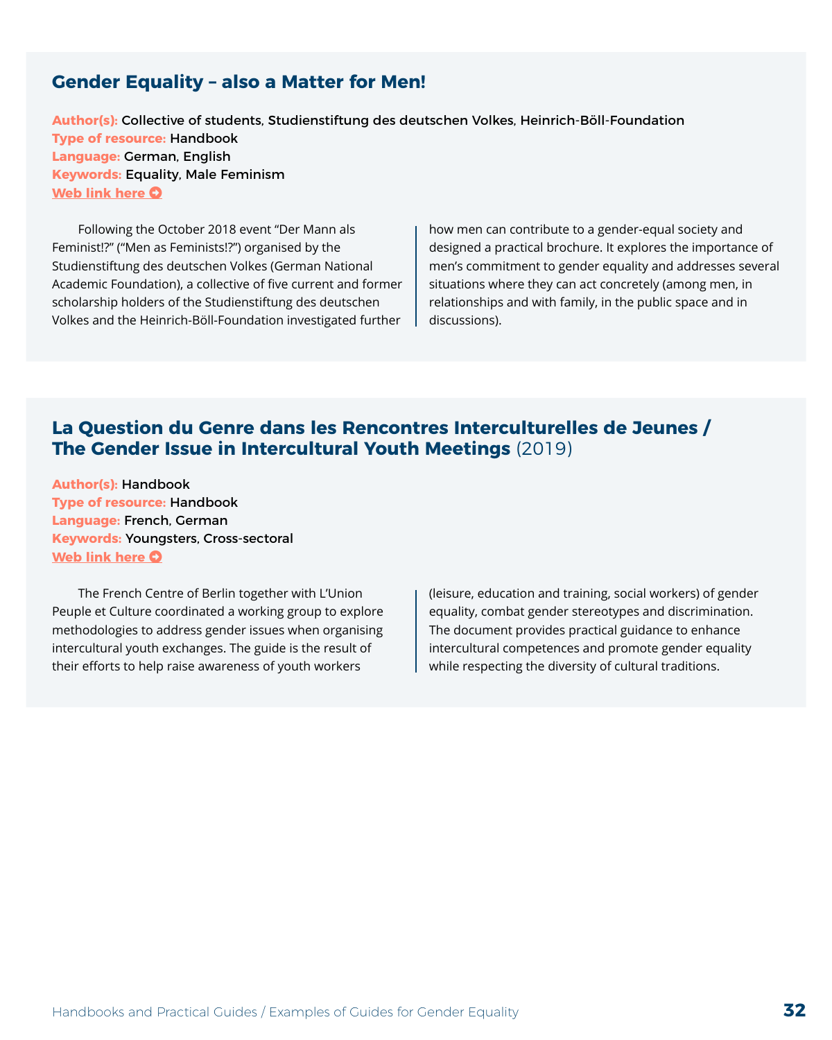## Gender Equality – also a Matter for Men!

**Author(s):** Collective of students, Studienstiftung des deutschen Volkes, Heinrich-Böll-Foundation
**Type of resource:** Handbook
**Language:** German, English
**Keywords:** Equality, Male Feminism
**Web link here**

Following the October 2018 event "Der Mann als Feminist!?" ("Men as Feminists!?") organised by the Studienstiftung des deutschen Volkes (German National Academic Foundation), a collective of five current and former scholarship holders of the Studienstiftung des deutschen Volkes and the Heinrich-Böll-Foundation investigated further how men can contribute to a gender-equal society and designed a practical brochure. It explores the importance of men's commitment to gender equality and addresses several situations where they can act concretely (among men, in relationships and with family, in the public space and in discussions).

## La Question du Genre dans les Rencontres Interculturelles de Jeunes / The Gender Issue in Intercultural Youth Meetings (2019)

**Author(s):** Handbook
**Type of resource:** Handbook
**Language:** French, German
**Keywords:** Youngsters, Cross-sectoral
**Web link here**

The French Centre of Berlin together with L'Union Peuple et Culture coordinated a working group to explore methodologies to address gender issues when organising intercultural youth exchanges. The guide is the result of their efforts to help raise awareness of youth workers (leisure, education and training, social workers) of gender equality, combat gender stereotypes and discrimination. The document provides practical guidance to enhance intercultural competences and promote gender equality while respecting the diversity of cultural traditions.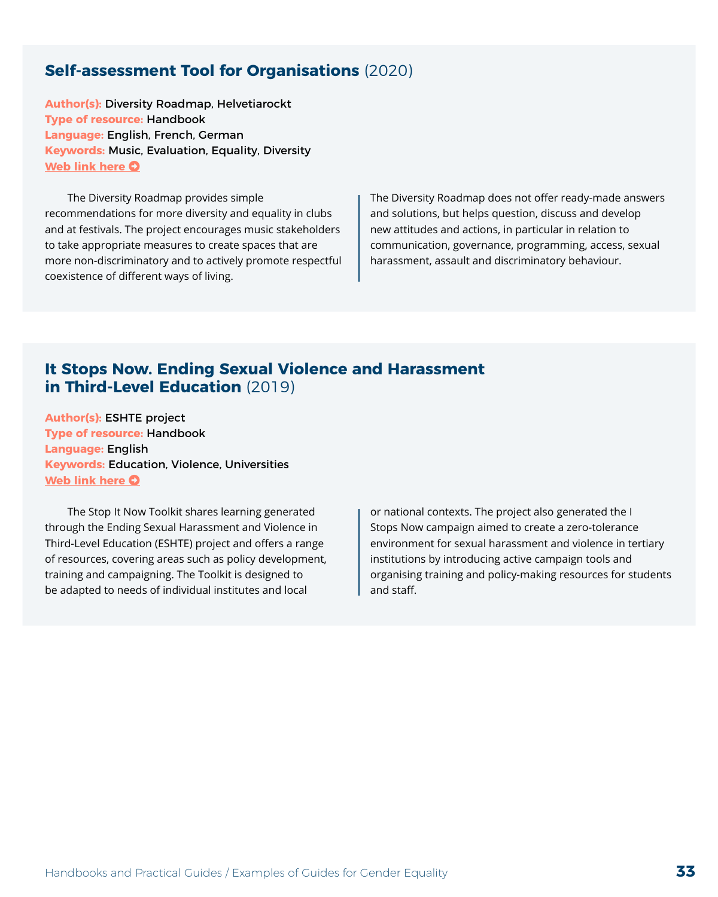## Self-assessment Tool for Organisations (2020)

**Author(s):** Diversity Roadmap, Helvetiarockt
**Type of resource:** Handbook
**Language:** English, French, German
**Keywords:** Music, Evaluation, Equality, Diversity
**Web link here**

The Diversity Roadmap provides simple recommendations for more diversity and equality in clubs and at festivals. The project encourages music stakeholders to take appropriate measures to create spaces that are more non-discriminatory and to actively promote respectful coexistence of different ways of living.

The Diversity Roadmap does not offer ready-made answers and solutions, but helps question, discuss and develop new attitudes and actions, in particular in relation to communication, governance, programming, access, sexual harassment, assault and discriminatory behaviour.

## It Stops Now. Ending Sexual Violence and Harassment in Third-Level Education (2019)

**Author(s):** ESHTE project
**Type of resource:** Handbook
**Language:** English
**Keywords:** Education, Violence, Universities
**Web link here**

The Stop It Now Toolkit shares learning generated through the Ending Sexual Harassment and Violence in Third-Level Education (ESHTE) project and offers a range of resources, covering areas such as policy development, training and campaigning. The Toolkit is designed to be adapted to needs of individual institutes and local or national contexts. The project also generated the I Stops Now campaign aimed to create a zero-tolerance environment for sexual harassment and violence in tertiary institutions by introducing active campaign tools and organising training and policy-making resources for students and staff.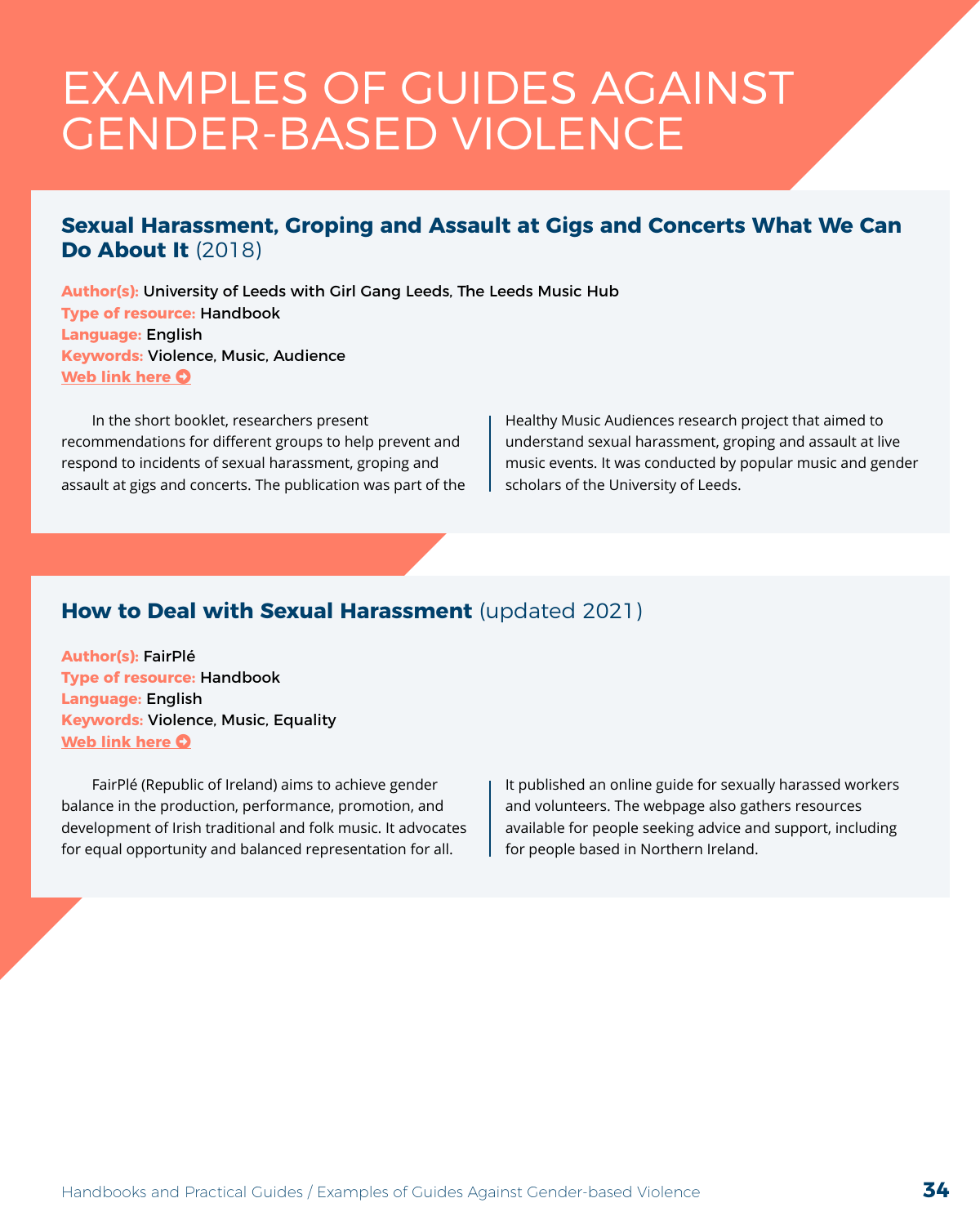# EXAMPLES OF GUIDES AGAINST GENDER-BASED VIOLENCE

## Sexual Harassment, Groping and Assault at Gigs and Concerts What We Can Do About It (2018)

**Author(s):** University of Leeds with Girl Gang Leeds, The Leeds Music Hub
**Type of resource:** Handbook
**Language:** English
**Keywords:** Violence, Music, Audience
**Web link here**

In the short booklet, researchers present recommendations for different groups to help prevent and respond to incidents of sexual harassment, groping and assault at gigs and concerts. The publication was part of the Healthy Music Audiences research project that aimed to understand sexual harassment, groping and assault at live music events. It was conducted by popular music and gender scholars of the University of Leeds.

## How to Deal with Sexual Harassment (updated 2021)

**Author(s):** FairPlé
**Type of resource:** Handbook
**Language:** English
**Keywords:** Violence, Music, Equality
**Web link here**

FairPlé (Republic of Ireland) aims to achieve gender balance in the production, performance, promotion, and development of Irish traditional and folk music. It advocates for equal opportunity and balanced representation for all. It published an online guide for sexually harassed workers and volunteers. The webpage also gathers resources available for people seeking advice and support, including for people based in Northern Ireland.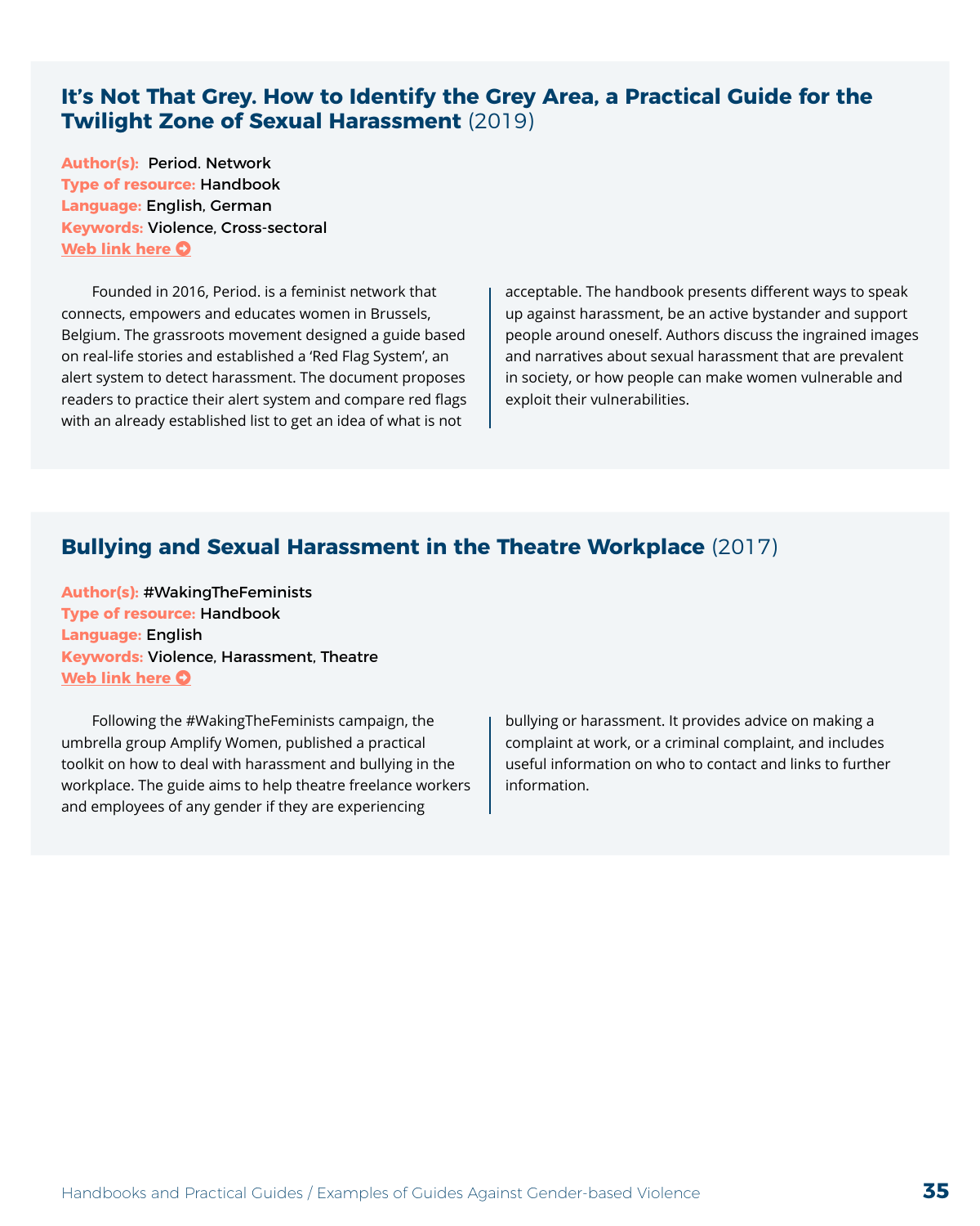## It's Not That Grey. How to Identify the Grey Area, a Practical Guide for the Twilight Zone of Sexual Harassment (2019)

**Author(s):** Period. Network
**Type of resource:** Handbook
**Language:** English, German
**Keywords:** Violence, Cross-sectoral
**Web link here**

Founded in 2016, Period. is a feminist network that connects, empowers and educates women in Brussels, Belgium. The grassroots movement designed a guide based on real-life stories and established a 'Red Flag System', an alert system to detect harassment. The document proposes readers to practice their alert system and compare red flags with an already established list to get an idea of what is not acceptable. The handbook presents different ways to speak up against harassment, be an active bystander and support people around oneself. Authors discuss the ingrained images and narratives about sexual harassment that are prevalent in society, or how people can make women vulnerable and exploit their vulnerabilities.

## Bullying and Sexual Harassment in the Theatre Workplace (2017)

**Author(s):** #WakingTheFeminists
**Type of resource:** Handbook
**Language:** English
**Keywords:** Violence, Harassment, Theatre
**Web link here**

Following the #WakingTheFeminists campaign, the umbrella group Amplify Women, published a practical toolkit on how to deal with harassment and bullying in the workplace. The guide aims to help theatre freelance workers and employees of any gender if they are experiencing bullying or harassment. It provides advice on making a complaint at work, or a criminal complaint, and includes useful information on who to contact and links to further information.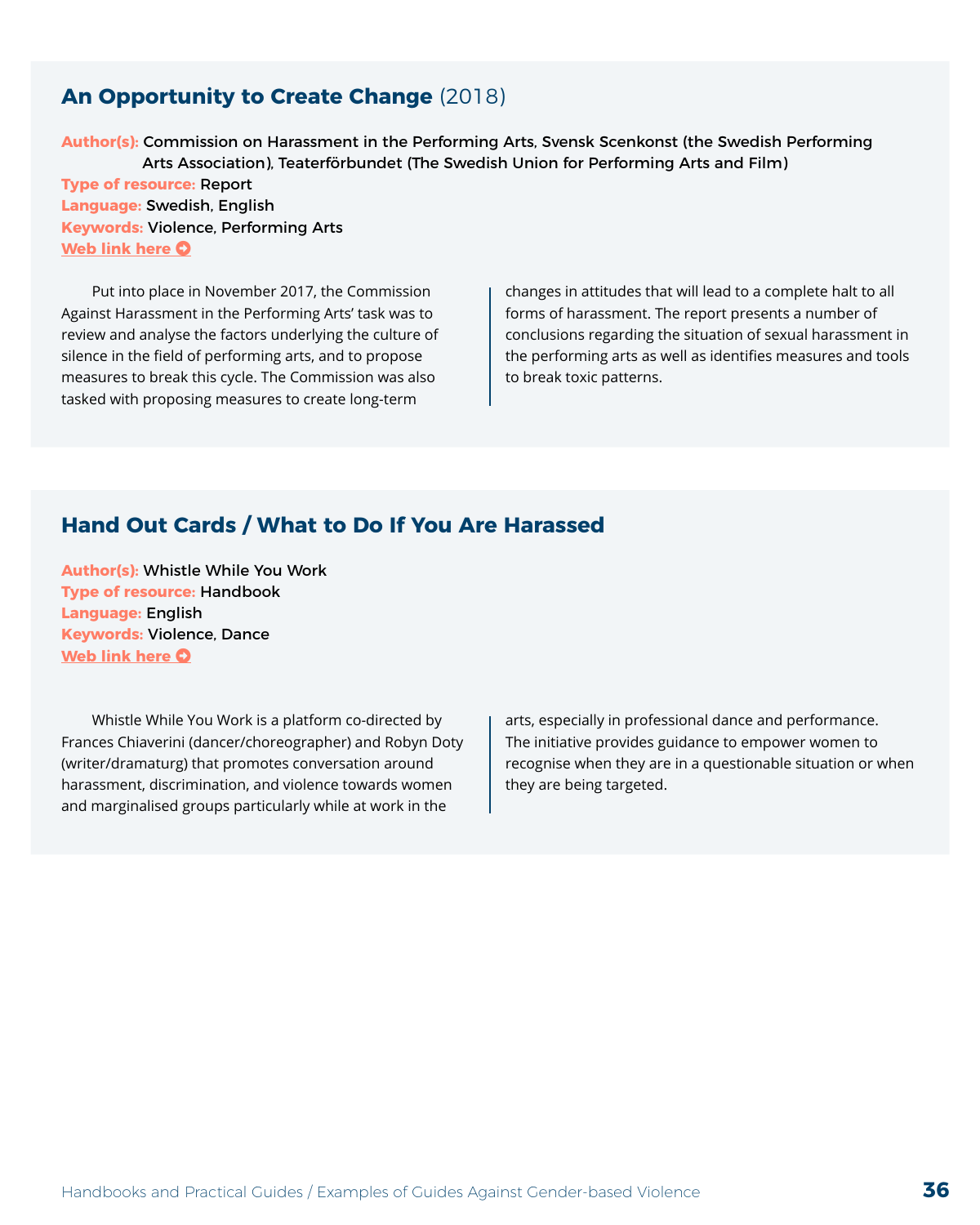## An Opportunity to Create Change (2018)

**Author(s):** Commission on Harassment in the Performing Arts, Svensk Scenkonst (the Swedish Performing Arts Association), Teaterförbundet (The Swedish Union for Performing Arts and Film)
**Type of resource:** Report
**Language:** Swedish, English
**Keywords:** Violence, Performing Arts
**Web link here**

Put into place in November 2017, the Commission Against Harassment in the Performing Arts' task was to review and analyse the factors underlying the culture of silence in the field of performing arts, and to propose measures to break this cycle. The Commission was also tasked with proposing measures to create long-term changes in attitudes that will lead to a complete halt to all forms of harassment. The report presents a number of conclusions regarding the situation of sexual harassment in the performing arts as well as identifies measures and tools to break toxic patterns.

## Hand Out Cards / What to Do If You Are Harassed

**Author(s):** Whistle While You Work
**Type of resource:** Handbook
**Language:** English
**Keywords:** Violence, Dance
**Web link here**

Whistle While You Work is a platform co-directed by Frances Chiaverini (dancer/choreographer) and Robyn Doty (writer/dramaturg) that promotes conversation around harassment, discrimination, and violence towards women and marginalised groups particularly while at work in the arts, especially in professional dance and performance. The initiative provides guidance to empower women to recognise when they are in a questionable situation or when they are being targeted.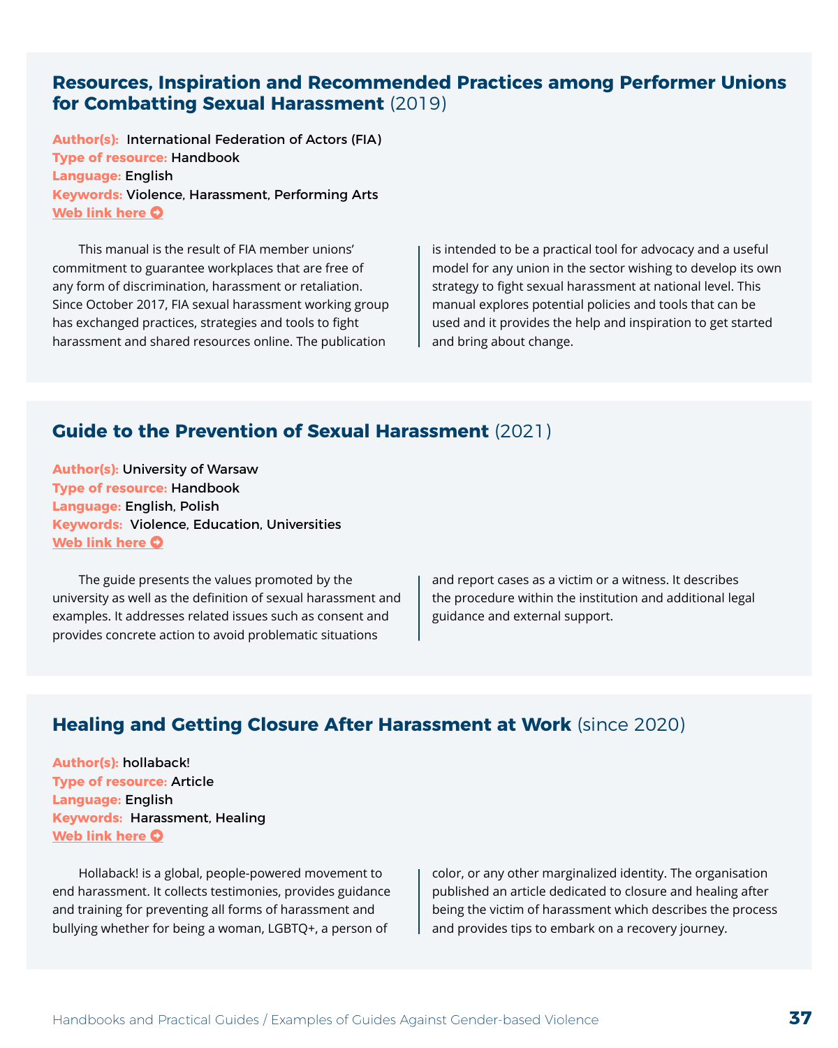## Resources, Inspiration and Recommended Practices among Performer Unions for Combatting Sexual Harassment (2019)

**Author(s):** International Federation of Actors (FIA)
**Type of resource:** Handbook
**Language:** English
**Keywords:** Violence, Harassment, Performing Arts
**Web link here**

This manual is the result of FIA member unions' commitment to guarantee workplaces that are free of any form of discrimination, harassment or retaliation. Since October 2017, FIA sexual harassment working group has exchanged practices, strategies and tools to fight harassment and shared resources online. The publication is intended to be a practical tool for advocacy and a useful model for any union in the sector wishing to develop its own strategy to fight sexual harassment at national level. This manual explores potential policies and tools that can be used and it provides the help and inspiration to get started and bring about change.

## Guide to the Prevention of Sexual Harassment (2021)

**Author(s):** University of Warsaw
**Type of resource:** Handbook
**Language:** English, Polish
**Keywords:** Violence, Education, Universities
**Web link here**

The guide presents the values promoted by the university as well as the definition of sexual harassment and examples. It addresses related issues such as consent and provides concrete action to avoid problematic situations and report cases as a victim or a witness. It describes the procedure within the institution and additional legal guidance and external support.

## Healing and Getting Closure After Harassment at Work (since 2020)

**Author(s):** hollaback!
**Type of resource:** Article
**Language:** English
**Keywords:** Harassment, Healing
**Web link here**

Hollaback! is a global, people-powered movement to end harassment. It collects testimonies, provides guidance and training for preventing all forms of harassment and bullying whether for being a woman, LGBTQ+, a person of color, or any other marginalized identity. The organisation published an article dedicated to closure and healing after being the victim of harassment which describes the process and provides tips to embark on a recovery journey.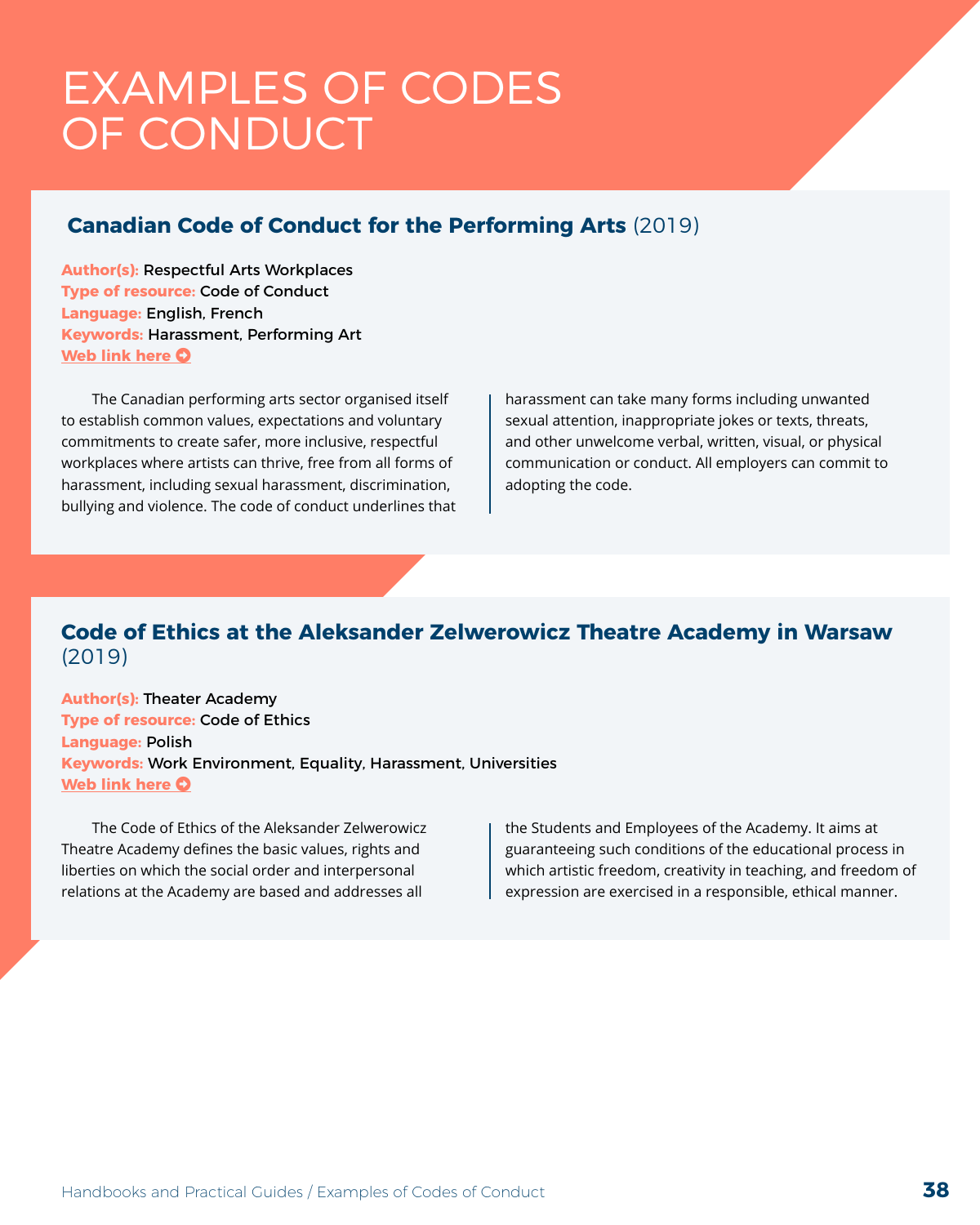# EXAMPLES OF CODES OF CONDUCT

## **Canadian Code of Conduct for the Performing Arts** (2019)

**Author(s):** Respectful Arts Workplaces
**Type of resource:** Code of Conduct
**Language:** English, French
**Keywords:** Harassment, Performing Art
**Web link here**

The Canadian performing arts sector organised itself to establish common values, expectations and voluntary commitments to create safer, more inclusive, respectful workplaces where artists can thrive, free from all forms of harassment, including sexual harassment, discrimination, bullying and violence. The code of conduct underlines that harassment can take many forms including unwanted sexual attention, inappropriate jokes or texts, threats, and other unwelcome verbal, written, visual, or physical communication or conduct. All employers can commit to adopting the code.

## **Code of Ethics at the Aleksander Zelwerowicz Theatre Academy in Warsaw** (2019)

**Author(s):** Theater Academy
**Type of resource:** Code of Ethics
**Language:** Polish
**Keywords:** Work Environment, Equality, Harassment, Universities
**Web link here**

The Code of Ethics of the Aleksander Zelwerowicz Theatre Academy defines the basic values, rights and liberties on which the social order and interpersonal relations at the Academy are based and addresses all the Students and Employees of the Academy. It aims at guaranteeing such conditions of the educational process in which artistic freedom, creativity in teaching, and freedom of expression are exercised in a responsible, ethical manner.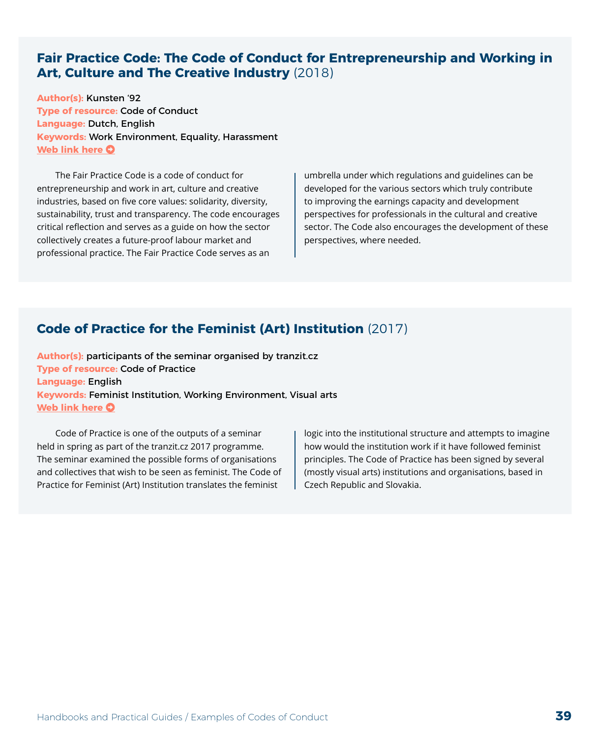## **Fair Practice Code: The Code of Conduct for Entrepreneurship and Working in Art, Culture and The Creative Industry** (2018)

**Author(s):** Kunsten '92
**Type of resource:** Code of Conduct
**Language:** Dutch, English
**Keywords:** Work Environment, Equality, Harassment
**Web link here**

The Fair Practice Code is a code of conduct for entrepreneurship and work in art, culture and creative industries, based on five core values: solidarity, diversity, sustainability, trust and transparency. The code encourages critical reflection and serves as a guide on how the sector collectively creates a future-proof labour market and professional practice. The Fair Practice Code serves as an umbrella under which regulations and guidelines can be developed for the various sectors which truly contribute to improving the earnings capacity and development perspectives for professionals in the cultural and creative sector. The Code also encourages the development of these perspectives, where needed.

## **Code of Practice for the Feminist (Art) Institution** (2017)

**Author(s):** participants of the seminar organised by tranzit.cz
**Type of resource:** Code of Practice
**Language:** English
**Keywords:** Feminist Institution, Working Environment, Visual arts
**Web link here**

Code of Practice is one of the outputs of a seminar held in spring as part of the tranzit.cz 2017 programme. The seminar examined the possible forms of organisations and collectives that wish to be seen as feminist. The Code of Practice for Feminist (Art) Institution translates the feminist logic into the institutional structure and attempts to imagine how would the institution work if it have followed feminist principles. The Code of Practice has been signed by several (mostly visual arts) institutions and organisations, based in Czech Republic and Slovakia.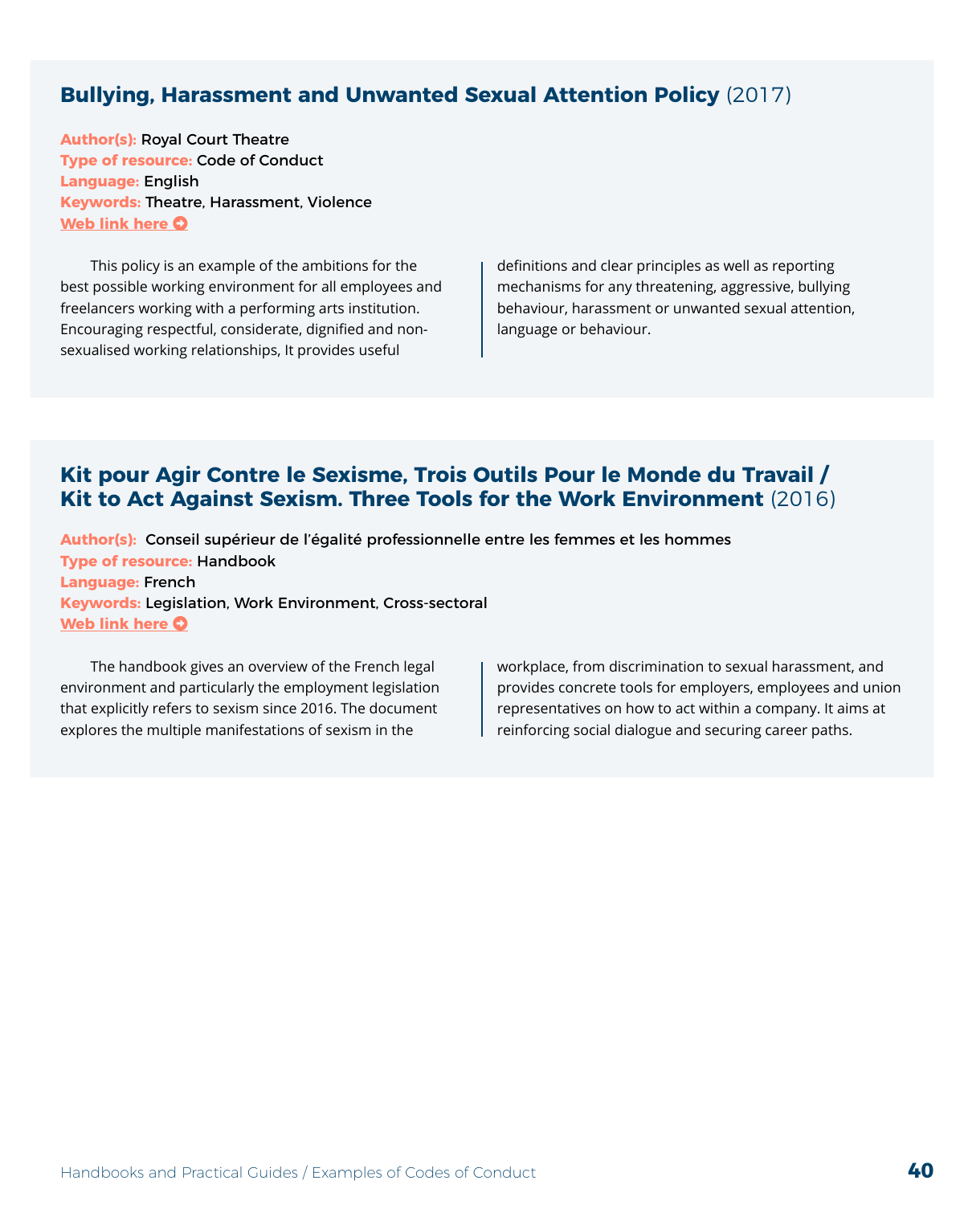## **Bullying, Harassment and Unwanted Sexual Attention Policy** (2017)

**Author(s):** Royal Court Theatre
**Type of resource:** Code of Conduct
**Language:** English
**Keywords:** Theatre, Harassment, Violence
**Web link here**

This policy is an example of the ambitions for the best possible working environment for all employees and freelancers working with a performing arts institution. Encouraging respectful, considerate, dignified and non-sexualised working relationships, It provides useful definitions and clear principles as well as reporting mechanisms for any threatening, aggressive, bullying behaviour, harassment or unwanted sexual attention, language or behaviour.

## **Kit pour Agir Contre le Sexisme, Trois Outils Pour le Monde du Travail / Kit to Act Against Sexism. Three Tools for the Work Environment** (2016)

**Author(s):** Conseil supérieur de l'égalité professionnelle entre les femmes et les hommes
**Type of resource:** Handbook
**Language:** French
**Keywords:** Legislation, Work Environment, Cross-sectoral
**Web link here**

The handbook gives an overview of the French legal environment and particularly the employment legislation that explicitly refers to sexism since 2016. The document explores the multiple manifestations of sexism in the workplace, from discrimination to sexual harassment, and provides concrete tools for employers, employees and union representatives on how to act within a company. It aims at reinforcing social dialogue and securing career paths.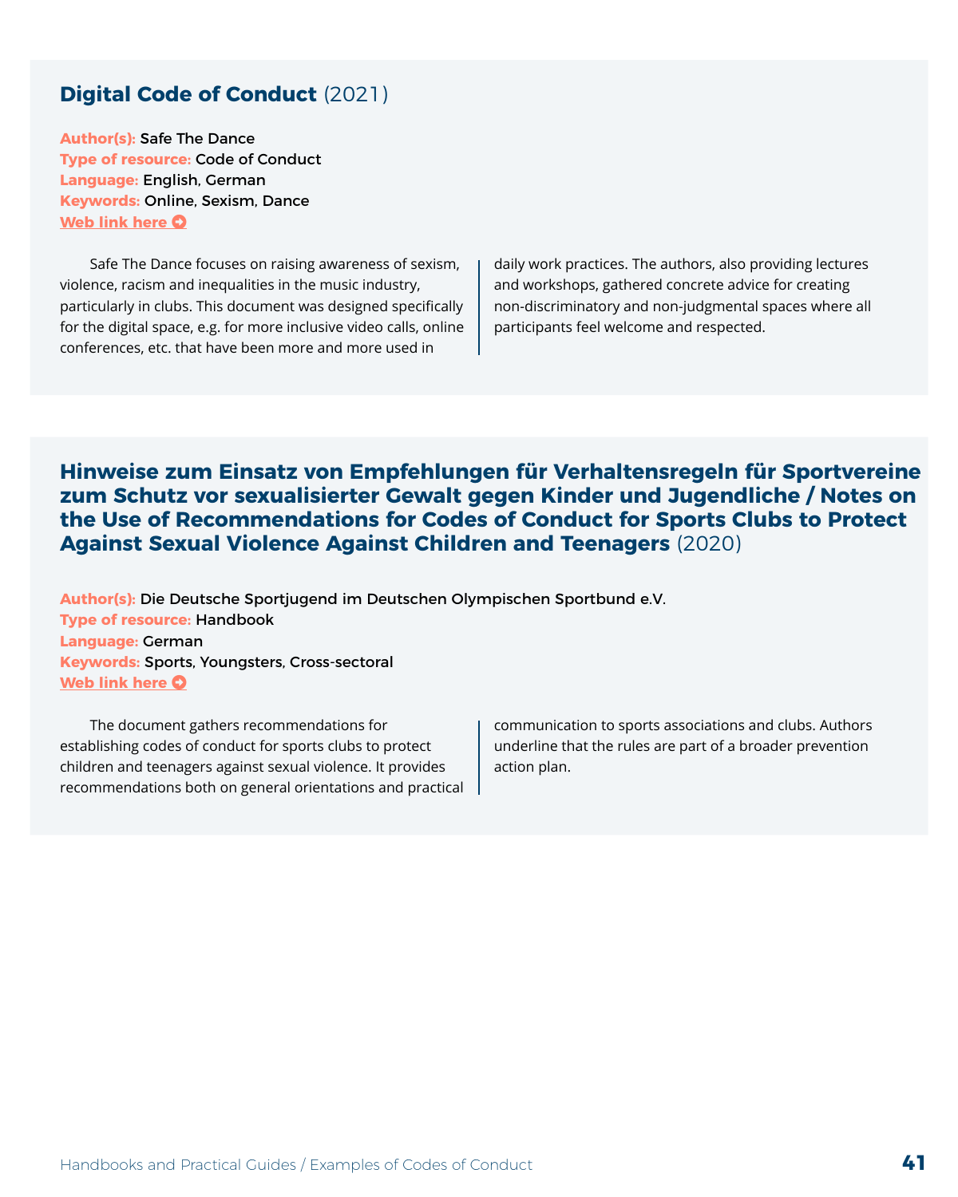## **Digital Code of Conduct** (2021)

**Author(s):** Safe The Dance
**Type of resource:** Code of Conduct
**Language:** English, German
**Keywords:** Online, Sexism, Dance
**Web link here**

Safe The Dance focuses on raising awareness of sexism, violence, racism and inequalities in the music industry, particularly in clubs. This document was designed specifically for the digital space, e.g. for more inclusive video calls, online conferences, etc. that have been more and more used in daily work practices. The authors, also providing lectures and workshops, gathered concrete advice for creating non-discriminatory and non-judgmental spaces where all participants feel welcome and respected.

## **Hinweise zum Einsatz von Empfehlungen für Verhaltensregeln für Sportvereine zum Schutz vor sexualisierter Gewalt gegen Kinder und Jugendliche / Notes on the Use of Recommendations for Codes of Conduct for Sports Clubs to Protect Against Sexual Violence Against Children and Teenagers** (2020)

**Author(s):** Die Deutsche Sportjugend im Deutschen Olympischen Sportbund e.V.
**Type of resource:** Handbook
**Language:** German
**Keywords:** Sports, Youngsters, Cross-sectoral
**Web link here**

The document gathers recommendations for establishing codes of conduct for sports clubs to protect children and teenagers against sexual violence. It provides recommendations both on general orientations and practical communication to sports associations and clubs. Authors underline that the rules are part of a broader prevention action plan.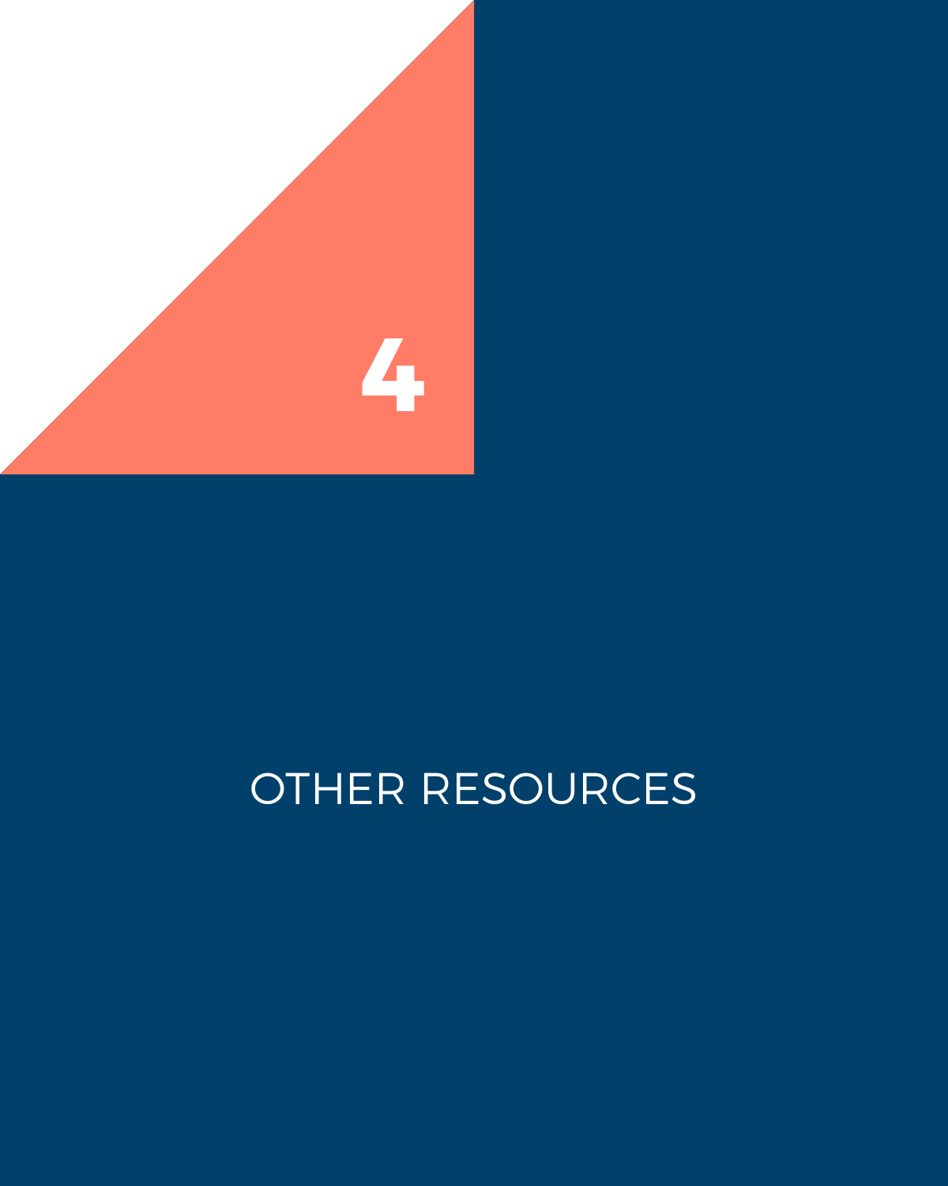# 4

# OTHER RESOURCES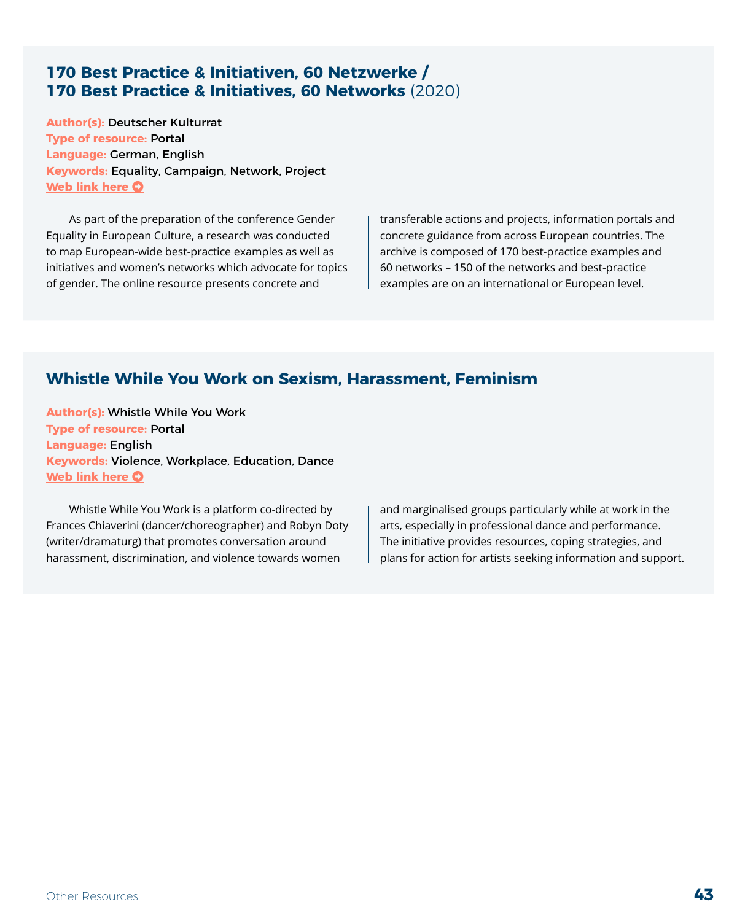## 170 Best Practice & Initiativen, 60 Netzwerke / 170 Best Practice & Initiatives, 60 Networks (2020)

**Author(s):** Deutscher Kulturrat
**Type of resource:** Portal
**Language:** German, English
**Keywords:** Equality, Campaign, Network, Project
**Web link here**

As part of the preparation of the conference Gender Equality in European Culture, a research was conducted to map European-wide best-practice examples as well as initiatives and women's networks which advocate for topics of gender. The online resource presents concrete and transferable actions and projects, information portals and concrete guidance from across European countries. The archive is composed of 170 best-practice examples and 60 networks – 150 of the networks and best-practice examples are on an international or European level.

## Whistle While You Work on Sexism, Harassment, Feminism

**Author(s):** Whistle While You Work
**Type of resource:** Portal
**Language:** English
**Keywords:** Violence, Workplace, Education, Dance
**Web link here**

Whistle While You Work is a platform co-directed by Frances Chiaverini (dancer/choreographer) and Robyn Doty (writer/dramaturg) that promotes conversation around harassment, discrimination, and violence towards women and marginalised groups particularly while at work in the arts, especially in professional dance and performance. The initiative provides resources, coping strategies, and plans for action for artists seeking information and support.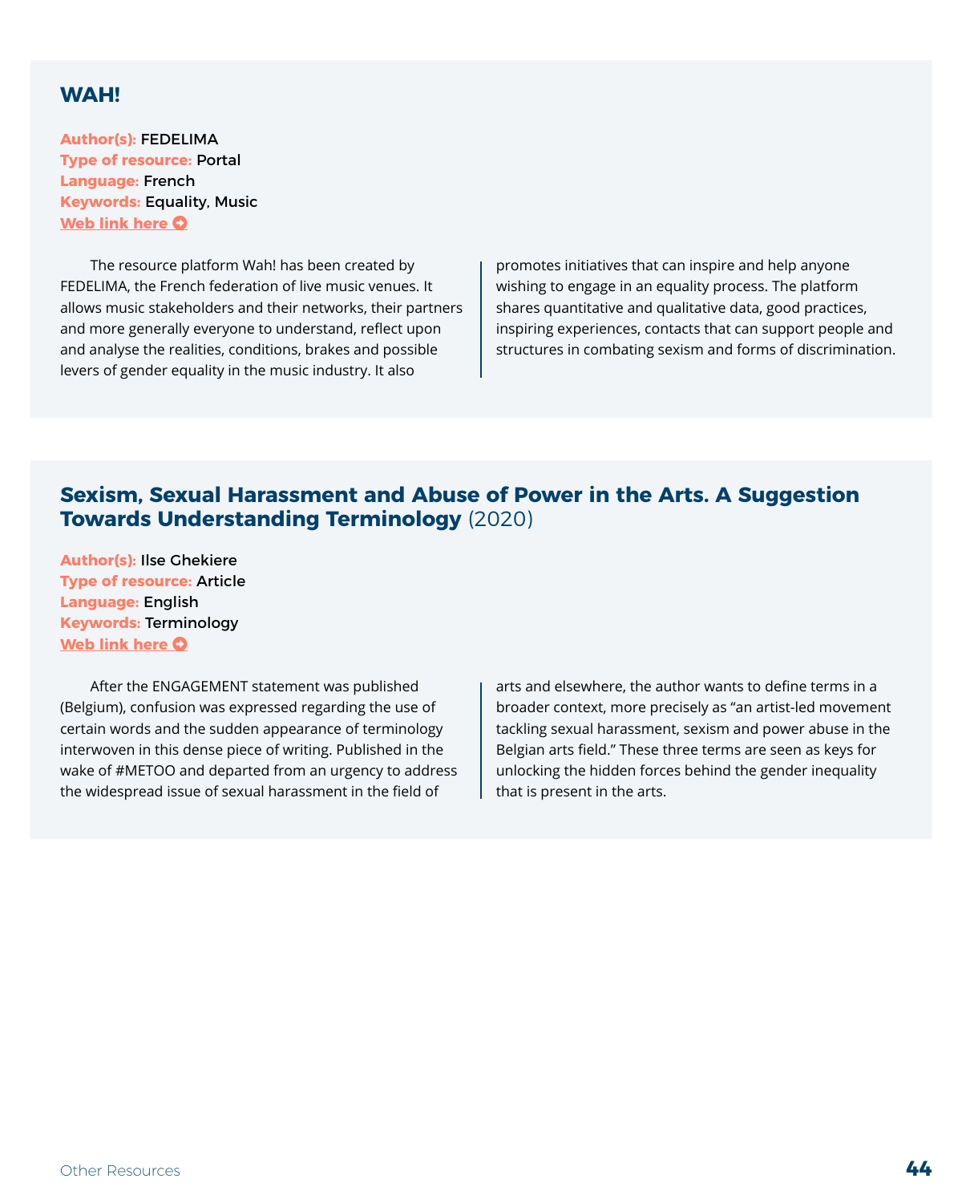## WAH!

**Author(s):** FEDELIMA
**Type of resource:** Portal
**Language:** French
**Keywords:** Equality, Music
**Web link here**

The resource platform Wah! has been created by FEDELIMA, the French federation of live music venues. It allows music stakeholders and their networks, their partners and more generally everyone to understand, reflect upon and analyse the realities, conditions, brakes and possible levers of gender equality in the music industry. It also promotes initiatives that can inspire and help anyone wishing to engage in an equality process. The platform shares quantitative and qualitative data, good practices, inspiring experiences, contacts that can support people and structures in combating sexism and forms of discrimination.

## Sexism, Sexual Harassment and Abuse of Power in the Arts. A Suggestion Towards Understanding Terminology (2020)

**Author(s):** Ilse Ghekiere
**Type of resource:** Article
**Language:** English
**Keywords:** Terminology
**Web link here**

After the ENGAGEMENT statement was published (Belgium), confusion was expressed regarding the use of certain words and the sudden appearance of terminology interwoven in this dense piece of writing. Published in the wake of #METOO and departed from an urgency to address the widespread issue of sexual harassment in the field of arts and elsewhere, the author wants to define terms in a broader context, more precisely as "an artist-led movement tackling sexual harassment, sexism and power abuse in the Belgian arts field." These three terms are seen as keys for unlocking the hidden forces behind the gender inequality that is present in the arts.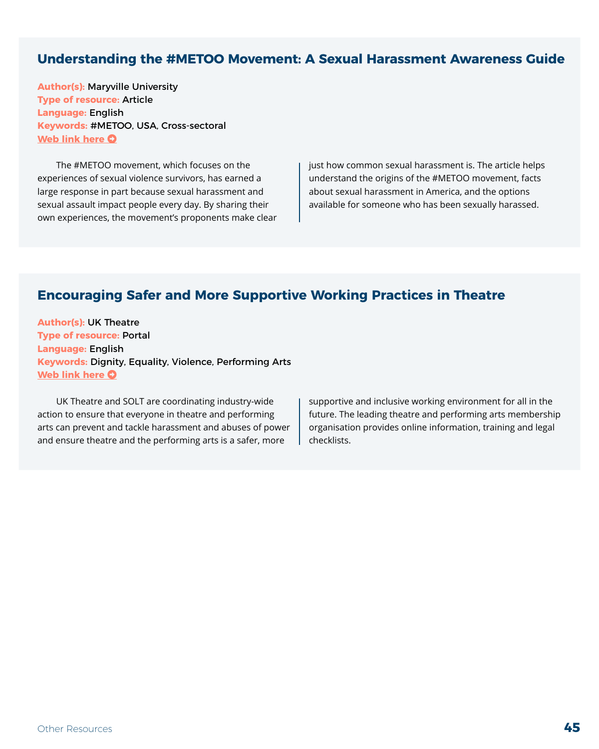## Understanding the #METOO Movement: A Sexual Harassment Awareness Guide

**Author(s):** Maryville University
**Type of resource:** Article
**Language:** English
**Keywords:** #METOO, USA, Cross-sectoral
**Web link here**

The #METOO movement, which focuses on the experiences of sexual violence survivors, has earned a large response in part because sexual harassment and sexual assault impact people every day. By sharing their own experiences, the movement's proponents make clear just how common sexual harassment is. The article helps understand the origins of the #METOO movement, facts about sexual harassment in America, and the options available for someone who has been sexually harassed.

## Encouraging Safer and More Supportive Working Practices in Theatre

**Author(s):** UK Theatre
**Type of resource:** Portal
**Language:** English
**Keywords:** Dignity, Equality, Violence, Performing Arts
**Web link here**

UK Theatre and SOLT are coordinating industry-wide action to ensure that everyone in theatre and performing arts can prevent and tackle harassment and abuses of power and ensure theatre and the performing arts is a safer, more supportive and inclusive working environment for all in the future. The leading theatre and performing arts membership organisation provides online information, training and legal checklists.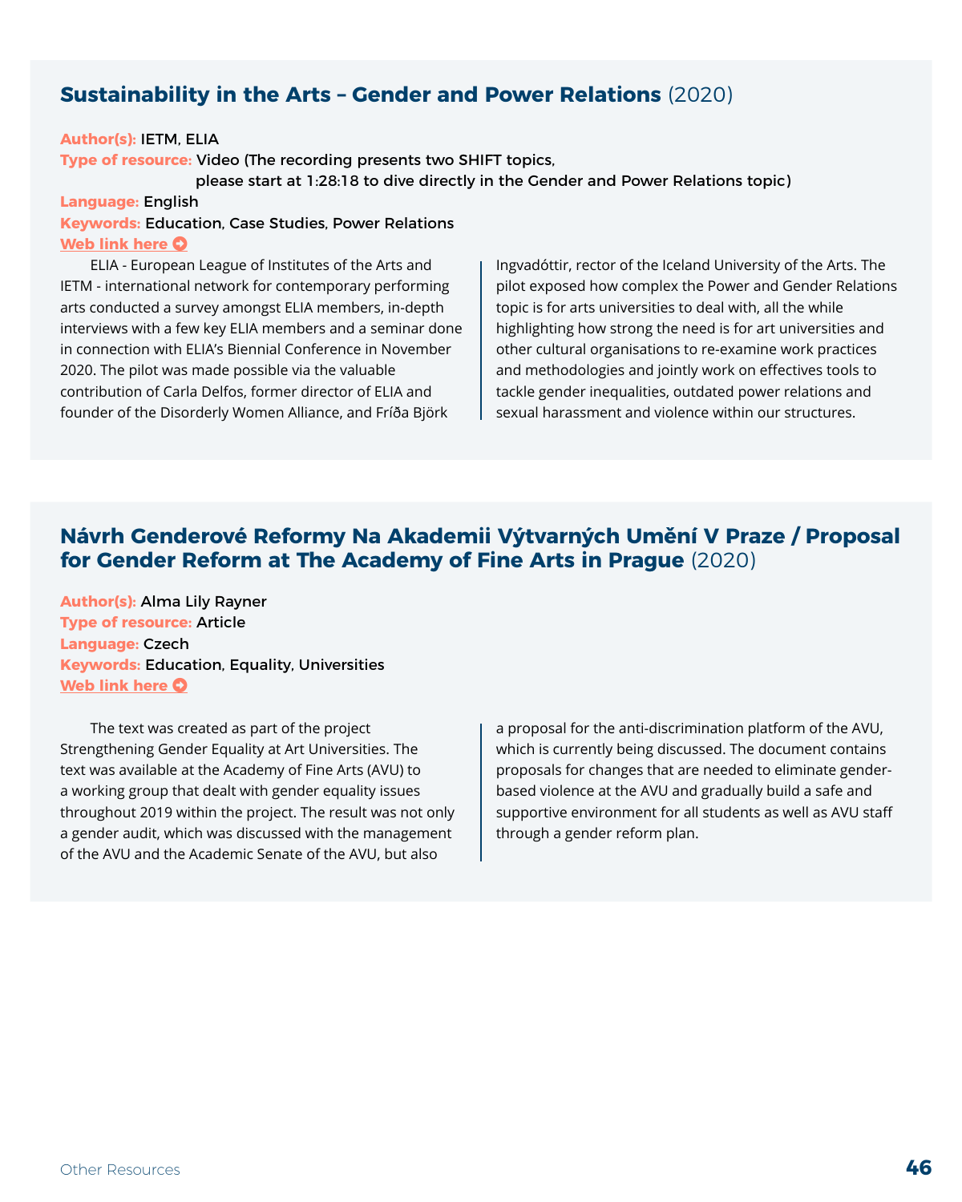## Sustainability in the Arts – Gender and Power Relations (2020)

**Author(s):** IETM, ELIA
**Type of resource:** Video (The recording presents two SHIFT topics, please start at 1:28:18 to dive directly in the Gender and Power Relations topic)
**Language:** English
**Keywords:** Education, Case Studies, Power Relations
**Web link here**

ELIA - European League of Institutes of the Arts and IETM - international network for contemporary performing arts conducted a survey amongst ELIA members, in-depth interviews with a few key ELIA members and a seminar done in connection with ELIA's Biennial Conference in November 2020. The pilot was made possible via the valuable contribution of Carla Delfos, former director of ELIA and founder of the Disorderly Women Alliance, and Fríða Björk Ingvadóttir, rector of the Iceland University of the Arts. The pilot exposed how complex the Power and Gender Relations topic is for arts universities to deal with, all the while highlighting how strong the need is for art universities and other cultural organisations to re-examine work practices and methodologies and jointly work on effectives tools to tackle gender inequalities, outdated power relations and sexual harassment and violence within our structures.

## Návrh Genderové Reformy Na Akademii Výtvarných Umění V Praze / Proposal for Gender Reform at The Academy of Fine Arts in Prague (2020)

**Author(s):** Alma Lily Rayner
**Type of resource:** Article
**Language:** Czech
**Keywords:** Education, Equality, Universities
**Web link here**

The text was created as part of the project Strengthening Gender Equality at Art Universities. The text was available at the Academy of Fine Arts (AVU) to a working group that dealt with gender equality issues throughout 2019 within the project. The result was not only a gender audit, which was discussed with the management of the AVU and the Academic Senate of the AVU, but also a proposal for the anti-discrimination platform of the AVU, which is currently being discussed. The document contains proposals for changes that are needed to eliminate gender-based violence at the AVU and gradually build a safe and supportive environment for all students as well as AVU staff through a gender reform plan.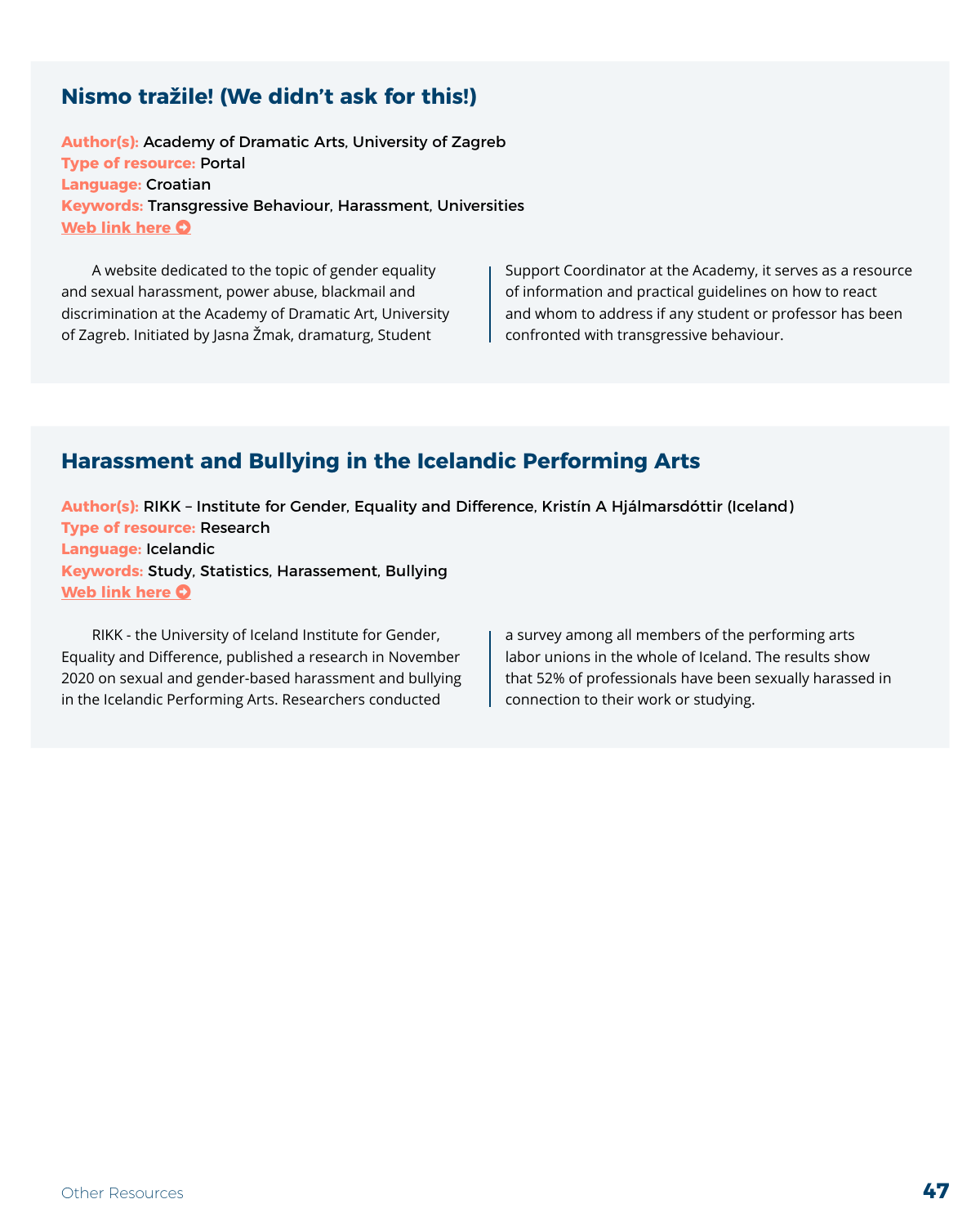## Nismo tražile! (We didn't ask for this!)

**Author(s):** Academy of Dramatic Arts, University of Zagreb
**Type of resource:** Portal
**Language:** Croatian
**Keywords:** Transgressive Behaviour, Harassment, Universities
**Web link here**

A website dedicated to the topic of gender equality and sexual harassment, power abuse, blackmail and discrimination at the Academy of Dramatic Art, University of Zagreb. Initiated by Jasna Žmak, dramaturg, Student Support Coordinator at the Academy, it serves as a resource of information and practical guidelines on how to react and whom to address if any student or professor has been confronted with transgressive behaviour.

## Harassment and Bullying in the Icelandic Performing Arts

**Author(s):** RIKK – Institute for Gender, Equality and Difference, Kristín A Hjálmarsdóttir (Iceland)
**Type of resource:** Research
**Language:** Icelandic
**Keywords:** Study, Statistics, Harassement, Bullying
**Web link here**

RIKK - the University of Iceland Institute for Gender, Equality and Difference, published a research in November 2020 on sexual and gender-based harassment and bullying in the Icelandic Performing Arts. Researchers conducted a survey among all members of the performing arts labor unions in the whole of Iceland. The results show that 52% of professionals have been sexually harassed in connection to their work or studying.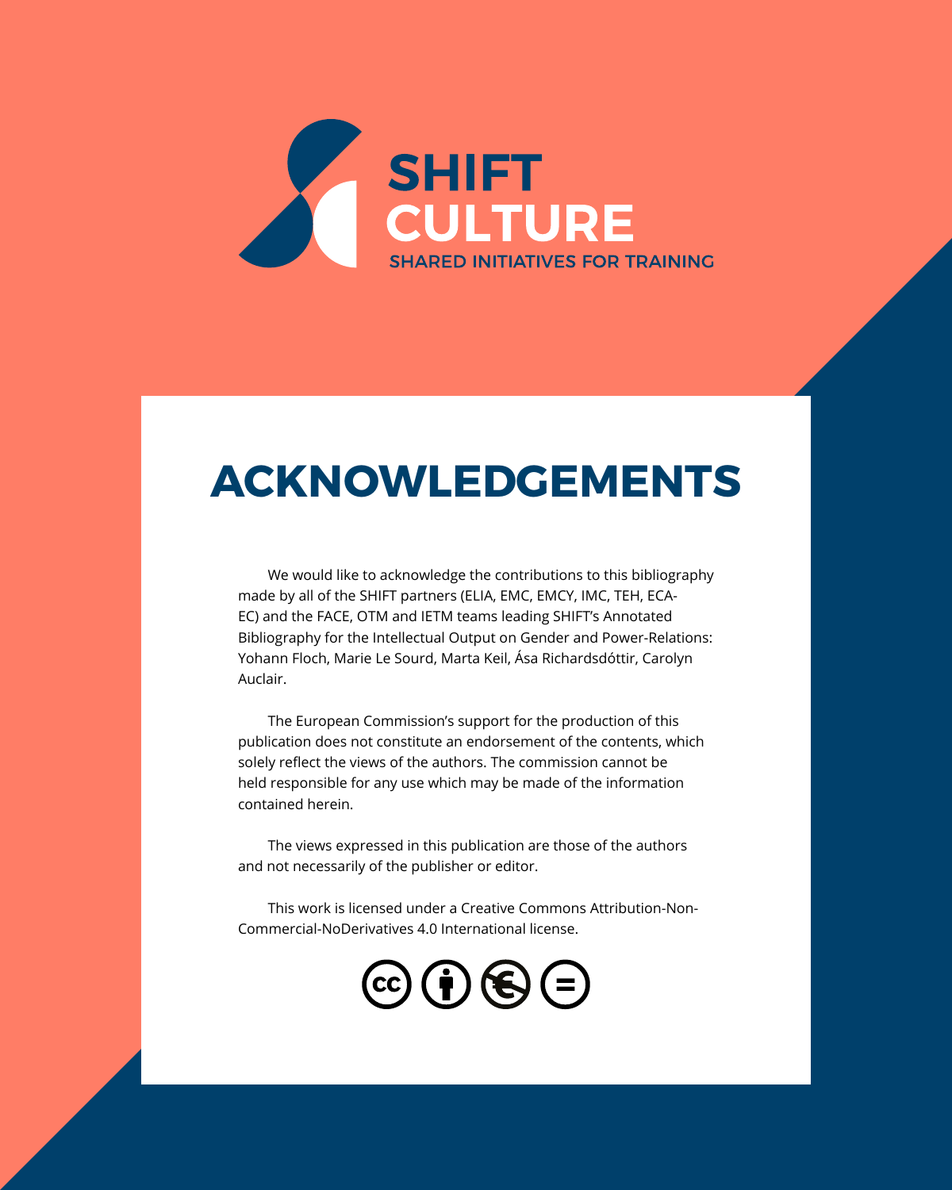SHIFT CULTURE

SHARED INITIATIVES FOR TRAINING

# ACKNOWLEDGEMENTS

We would like to acknowledge the contributions to this bibliography made by all of the SHIFT partners (ELIA, EMC, EMCY, IMC, TEH, ECA-EC) and the FACE, OTM and IETM teams leading SHIFT's Annotated Bibliography for the Intellectual Output on Gender and Power-Relations: Yohann Floch, Marie Le Sourd, Marta Keil, Ása Richardsdóttir, Carolyn Auclair.

The European Commission's support for the production of this publication does not constitute an endorsement of the contents, which solely reflect the views of the authors. The commission cannot be held responsible for any use which may be made of the information contained herein.

The views expressed in this publication are those of the authors and not necessarily of the publisher or editor.

This work is licensed under a Creative Commons Attribution-Non-Commercial-NoDerivatives 4.0 International license.